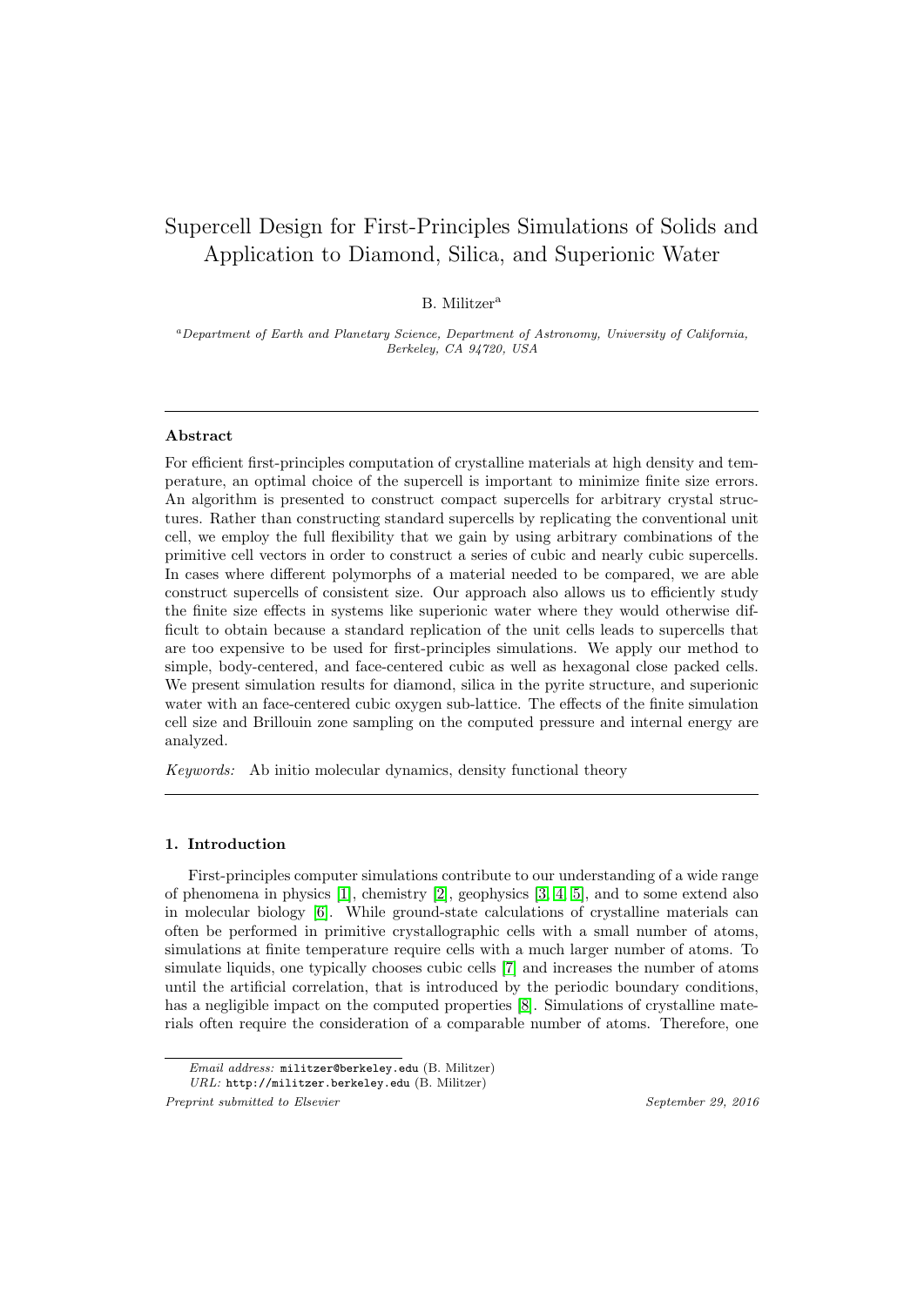# Supercell Design for First-Principles Simulations of Solids and Application to Diamond, Silica, and Superionic Water

B. Militzer[a]

[a]*Department of Earth and Planetary Science, Department of Astronomy, University of California, Berkeley, CA 94720, USA*

---

### Abstract

For efficient first-principles computation of crystalline materials at high density and temperature, an optimal choice of the supercell is important to minimize finite size errors. An algorithm is presented to construct compact supercells for arbitrary crystal structures. Rather than constructing standard supercells by replicating the conventional unit cell, we employ the full flexibility that we gain by using arbitrary combinations of the primitive cell vectors in order to construct a series of cubic and nearly cubic supercells. In cases where different polymorphs of a material needed to be compared, we are able construct supercells of consistent size. Our approach also allows us to efficiently study the finite size effects in systems like superionic water where they would otherwise difficult to obtain because a standard replication of the unit cells leads to supercells that are too expensive to be used for first-principles simulations. We apply our method to simple, body-centered, and face-centered cubic as well as hexagonal close packed cells. We present simulation results for diamond, silica in the pyrite structure, and superionic water with an face-centered cubic oxygen sub-lattice. The effects of the finite simulation cell size and Brillouin zone sampling on the computed pressure and internal energy are analyzed.

*Keywords:* Ab initio molecular dynamics, density functional theory

---

## 1. Introduction

First-principles computer simulations contribute to our understanding of a wide range of phenomena in physics [1], chemistry [2], geophysics [3, 4, 5], and to some extend also in molecular biology [6]. While ground-state calculations of crystalline materials can often be performed in primitive crystallographic cells with a small number of atoms, simulations at finite temperature require cells with a much larger number of atoms. To simulate liquids, one typically chooses cubic cells [7] and increases the number of atoms until the artificial correlation, that is introduced by the periodic boundary conditions, has a negligible impact on the computed properties [8]. Simulations of crystalline materials often require the consideration of a comparable number of atoms. Therefore, one

*Email address:* militzer@berkeley.edu (B. Militzer)
*URL:* http://militzer.berkeley.edu (B. Militzer)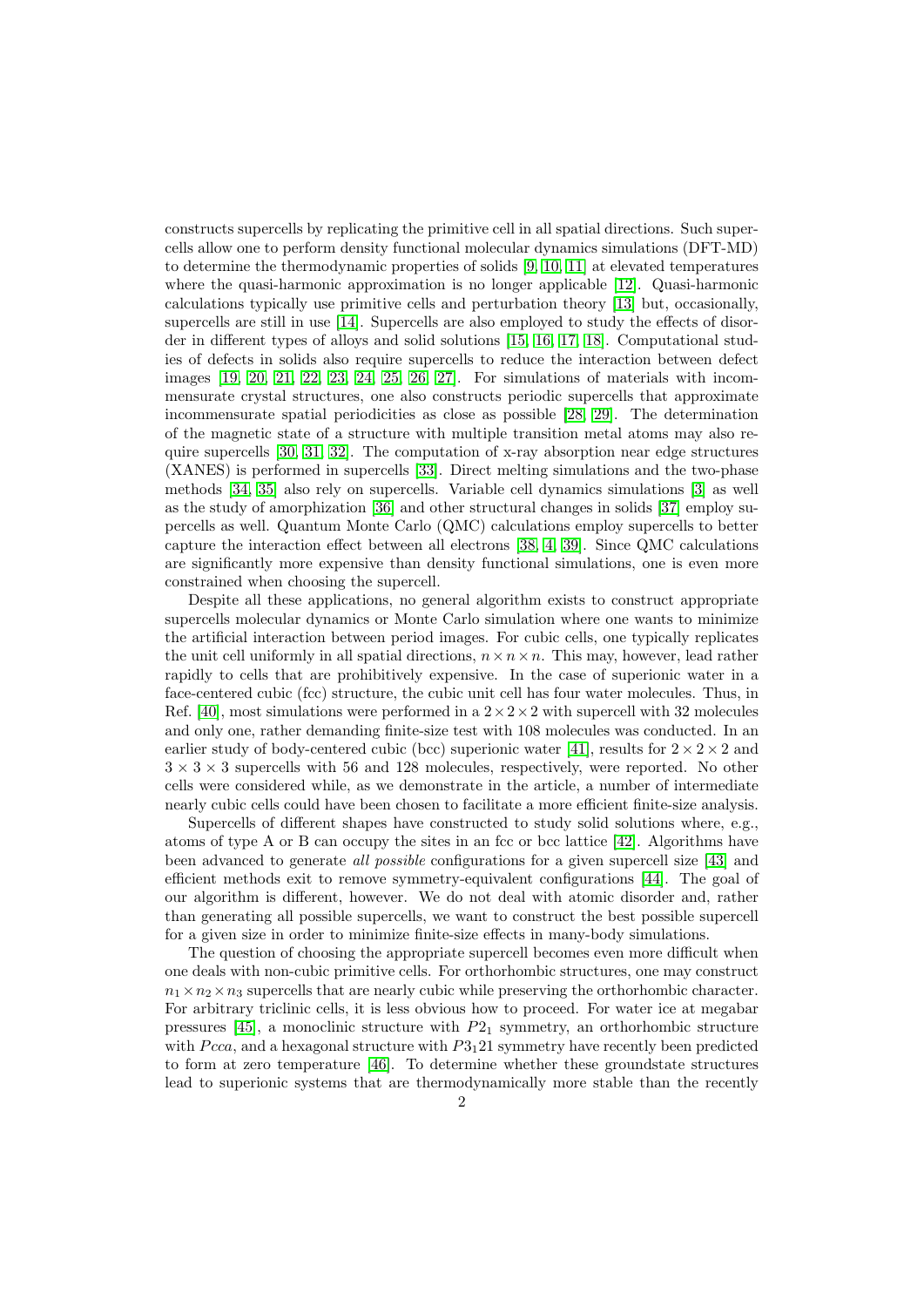constructs supercells by replicating the primitive cell in all spatial directions. Such supercells allow one to perform density functional molecular dynamics simulations (DFT-MD) to determine the thermodynamic properties of solids [9, 10, 11] at elevated temperatures where the quasi-harmonic approximation is no longer applicable [12]. Quasi-harmonic calculations typically use primitive cells and perturbation theory [13] but, occasionally, supercells are still in use [14]. Supercells are also employed to study the effects of disorder in different types of alloys and solid solutions [15, 16, 17, 18]. Computational studies of defects in solids also require supercells to reduce the interaction between defect images [19, 20, 21, 22, 23, 24, 25, 26, 27]. For simulations of materials with incommensurate crystal structures, one also constructs periodic supercells that approximate incommensurate spatial periodicities as close as possible [28, 29]. The determination of the magnetic state of a structure with multiple transition metal atoms may also require supercells [30, 31, 32]. The computation of x-ray absorption near edge structures (XANES) is performed in supercells [33]. Direct melting simulations and the two-phase methods [34, 35] also rely on supercells. Variable cell dynamics simulations [3] as well as the study of amorphization [36] and other structural changes in solids [37] employ supercells as well. Quantum Monte Carlo (QMC) calculations employ supercells to better capture the interaction effect between all electrons [38, 4, 39]. Since QMC calculations are significantly more expensive than density functional simulations, one is even more constrained when choosing the supercell.

Despite all these applications, no general algorithm exists to construct appropriate supercells molecular dynamics or Monte Carlo simulation where one wants to minimize the artificial interaction between period images. For cubic cells, one typically replicates the unit cell uniformly in all spatial directions, $n \times n \times n$. This may, however, lead rather rapidly to cells that are prohibitively expensive. In the case of superionic water in a face-centered cubic (fcc) structure, the cubic unit cell has four water molecules. Thus, in Ref. [40], most simulations were performed in a $2 \times 2 \times 2$ with supercell with 32 molecules and only one, rather demanding finite-size test with 108 molecules was conducted. In an earlier study of body-centered cubic (bcc) superionic water [41], results for $2 \times 2 \times 2$ and $3 \times 3 \times 3$ supercells with 56 and 128 molecules, respectively, were reported. No other cells were considered while, as we demonstrate in the article, a number of intermediate nearly cubic cells could have been chosen to facilitate a more efficient finite-size analysis.

Supercells of different shapes have constructed to study solid solutions where, e.g., atoms of type A or B can occupy the sites in an fcc or bcc lattice [42]. Algorithms have been advanced to generate *all possible* configurations for a given supercell size [43] and efficient methods exit to remove symmetry-equivalent configurations [44]. The goal of our algorithm is different, however. We do not deal with atomic disorder and, rather than generating all possible supercells, we want to construct the best possible supercell for a given size in order to minimize finite-size effects in many-body simulations.

The question of choosing the appropriate supercell becomes even more difficult when one deals with non-cubic primitive cells. For orthorhombic structures, one may construct $n_1 \times n_2 \times n_3$ supercells that are nearly cubic while preserving the orthorhombic character. For arbitrary triclinic cells, it is less obvious how to proceed. For water ice at megabar pressures [45], a monoclinic structure with $P2_1$ symmetry, an orthorhombic structure with $Pcca$, and a hexagonal structure with $P3_121$ symmetry have recently been predicted to form at zero temperature [46]. To determine whether these groundstate structures lead to superionic systems that are thermodynamically more stable than the recently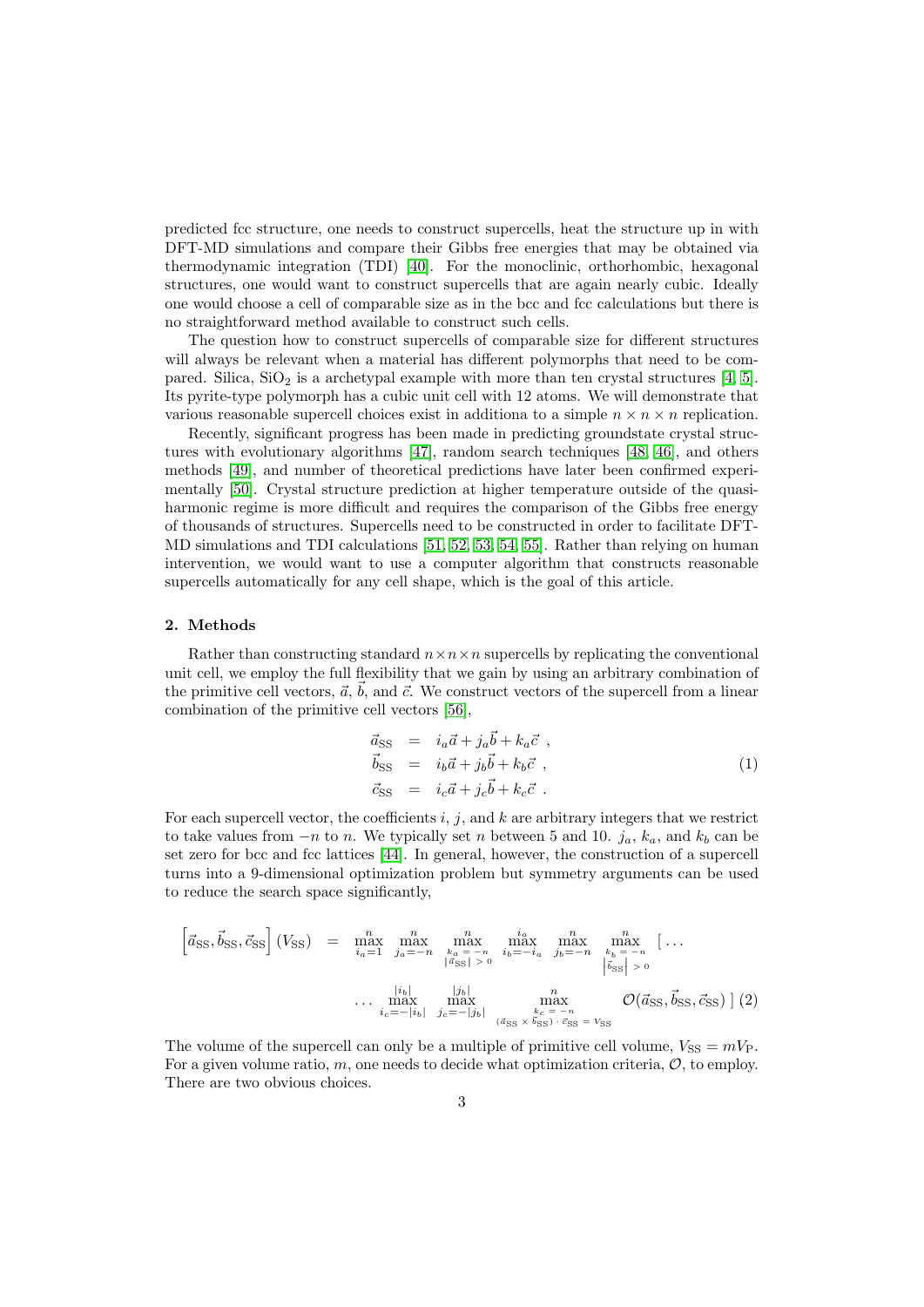predicted fcc structure, one needs to construct supercells, heat the structure up in with DFT-MD simulations and compare their Gibbs free energies that may be obtained via thermodynamic integration (TDI) [40]. For the monoclinic, orthorhombic, hexagonal structures, one would want to construct supercells that are again nearly cubic. Ideally one would choose a cell of comparable size as in the bcc and fcc calculations but there is no straightforward method available to construct such cells.

The question how to construct supercells of comparable size for different structures will always be relevant when a material has different polymorphs that need to be compared. Silica, $SiO_2$ is a archetypal example with more than ten crystal structures [4, 5]. Its pyrite-type polymorph has a cubic unit cell with 12 atoms. We will demonstrate that various reasonable supercell choices exist in additiona to a simple $n \times n \times n$ replication.

Recently, significant progress has been made in predicting groundstate crystal structures with evolutionary algorithms [47], random search techniques [48, 46], and others methods [49], and number of theoretical predictions have later been confirmed experimentally [50]. Crystal structure prediction at higher temperature outside of the quasi-harmonic regime is more difficult and requires the comparison of the Gibbs free energy of thousands of structures. Supercells need to be constructed in order to facilitate DFT-MD simulations and TDI calculations [51, 52, 53, 54, 55]. Rather than relying on human intervention, we would want to use a computer algorithm that constructs reasonable supercells automatically for any cell shape, which is the goal of this article.

## 2. Methods

Rather than constructing standard $n \times n \times n$ supercells by replicating the conventional unit cell, we employ the full flexibility that we gain by using an arbitrary combination of the primitive cell vectors, $\vec{a}$, $\vec{b}$, and $\vec{c}$. We construct vectors of the supercell from a linear combination of the primitive cell vectors [56],

$$
\begin{aligned}
\vec{a}_{\rm SS} &= i_a \vec{a} + j_a \vec{b} + k_a \vec{c} \ , \\
\vec{b}_{\rm SS} &= i_b \vec{a} + j_b \vec{b} + k_b \vec{c} \ , \\
\vec{c}_{\rm SS} &= i_c \vec{a} + j_c \vec{b} + k_c \vec{c} \ .
\end{aligned}
\tag{1}
$$

For each supercell vector, the coefficients $i$, $j$, and $k$ are arbitrary integers that we restrict to take values from $-n$ to $n$. We typically set $n$ between 5 and 10. $j_a$, $k_a$, and $k_b$ can be set zero for bcc and fcc lattices [44]. In general, however, the construction of a supercell turns into a 9-dimensional optimization problem but symmetry arguments can be used to reduce the search space significantly,

$$
\left[\vec{a}_{\rm SS}, \vec{b}_{\rm SS}, \vec{c}_{\rm SS}\right](V_{\rm SS}) = \max_{i_a=1}^{n} \; \max_{j_a=-n}^{n} \; \max_{\substack{k_a=-n \\ |\vec{a}_{\rm SS}|>0}}^{n} \; \max_{i_b=-i_a}^{i_a} \; \max_{j_b=-n}^{n} \; \max_{\substack{k_b=-n \\ |\vec{b}_{\rm SS}|>0}}^{n} \Big[ \ldots
$$
$$
\ldots \max_{i_c=-|i_b|}^{|i_b|} \; \max_{j_c=-|j_b|}^{|j_b|} \; \max_{\substack{k_c=-n \\ (\vec{a}_{\rm SS} \times \vec{b}_{\rm SS}) \cdot \vec{c}_{\rm SS} = V_{\rm SS}}}^{n} \mathcal{O}(\vec{a}_{\rm SS}, \vec{b}_{\rm SS}, \vec{c}_{\rm SS}) \Big] \tag{2}
$$

The volume of the supercell can only be a multiple of primitive cell volume, $V_{\rm SS} = m V_{\rm P}$. For a given volume ratio, $m$, one needs to decide what optimization criteria, $\mathcal{O}$, to employ. There are two obvious choices.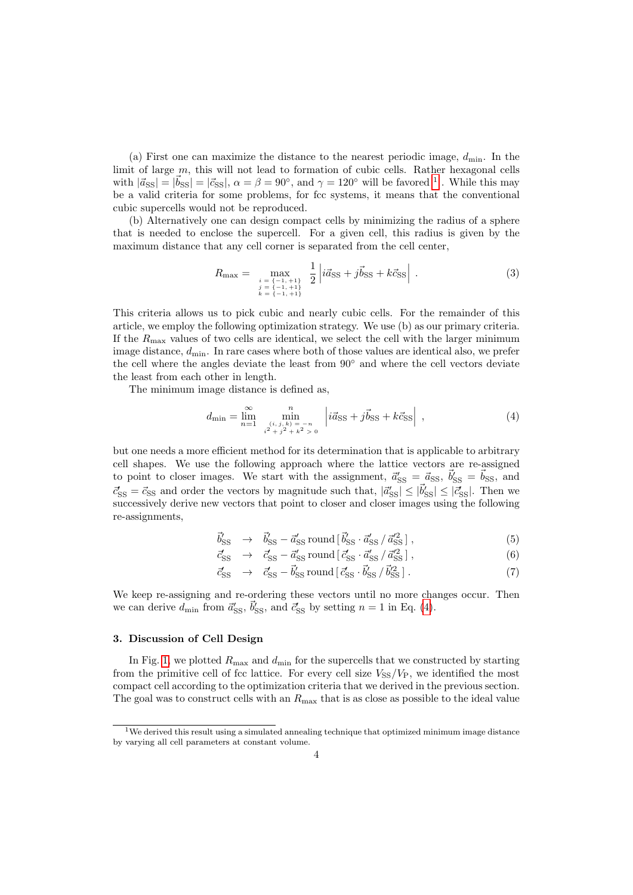(a) First one can maximize the distance to the nearest periodic image, $d_{\rm min}$. In the limit of large $m$, this will not lead to formation of cubic cells. Rather hexagonal cells with $|\vec{a}_{\rm SS}| = |\vec{b}_{\rm SS}| = |\vec{c}_{\rm SS}|$, $\alpha = \beta = 90^\circ$, and $\gamma = 120^\circ$ will be favored [1]. While this may be a valid criteria for some problems, for fcc systems, it means that the conventional cubic supercells would not be reproduced.

(b) Alternatively one can design compact cells by minimizing the radius of a sphere that is needed to enclose the supercell. For a given cell, this radius is given by the maximum distance that any cell corner is separated from the cell center,

$$R_{\rm max} = \max_{\substack{i=\{-1,+1\}\\ j=\{-1,+1\}\\ k=\{-1,+1\}}} \frac{1}{2} \left| i\vec{a}_{\rm SS} + j\vec{b}_{\rm SS} + k\vec{c}_{\rm SS} \right| . \tag{3}$$

This criteria allows us to pick cubic and nearly cubic cells. For the remainder of this article, we employ the following optimization strategy. We use (b) as our primary criteria. If the $R_{\rm max}$ values of two cells are identical, we select the cell with the larger minimum image distance, $d_{\rm min}$. In rare cases where both of those values are identical also, we prefer the cell where the angles deviate the least from 90° and where the cell vectors deviate the least from each other in length.

The minimum image distance is defined as,

$$d_{\rm min} = \lim_{n=1}^{\infty} \min_{\substack{(i,j,k)=-n\\ i^2+j^2+k^2>0}}^{n} \left| i\vec{a}_{\rm SS} + j\vec{b}_{\rm SS} + k\vec{c}_{\rm SS} \right| , \tag{4}$$

but one needs a more efficient method for its determination that is applicable to arbitrary cell shapes. We use the following approach where the lattice vectors are re-assigned to point to closer images. We start with the assignment, $\vec{a}'_{\rm SS} = \vec{a}_{\rm SS}$, $\vec{b}'_{\rm SS} = \vec{b}_{\rm SS}$, and $\vec{c}'_{\rm SS} = \vec{c}_{\rm SS}$ and order the vectors by magnitude such that, $|\vec{a}'_{\rm SS}| \leq |\vec{b}'_{\rm SS}| \leq |\vec{c}'_{\rm SS}|$. Then we successively derive new vectors that point to closer and closer images using the following re-assignments,

$$\vec{b}'_{\rm SS} \;\rightarrow\; \vec{b}'_{\rm SS} - \vec{a}'_{\rm SS}\, {\rm round}\left[\, \vec{b}'_{\rm SS} \cdot \vec{a}'_{\rm SS} \,/\, \vec{a}'^{2}_{\rm SS} \,\right] , \tag{5}$$

$$\vec{c}'_{\rm SS} \;\rightarrow\; \vec{c}'_{\rm SS} - \vec{a}'_{\rm SS}\, {\rm round}\left[\, \vec{c}'_{\rm SS} \cdot \vec{a}'_{\rm SS} \,/\, \vec{a}'^{2}_{\rm SS} \,\right] , \tag{6}$$

$$\vec{c}'_{\rm SS} \;\rightarrow\; \vec{c}'_{\rm SS} - \vec{b}'_{\rm SS}\, {\rm round}\left[\, \vec{c}'_{\rm SS} \cdot \vec{b}'_{\rm SS} \,/\, \vec{b}'^{2}_{\rm SS} \,\right] . \tag{7}$$

We keep re-assigning and re-ordering these vectors until no more changes occur. Then we can derive $d_{\rm min}$ from $\vec{a}'_{\rm SS}$, $\vec{b}'_{\rm SS}$, and $\vec{c}'_{\rm SS}$ by setting $n = 1$ in Eq. (4).

## 3. Discussion of Cell Design

In Fig. 1, we plotted $R_{\rm max}$ and $d_{\rm min}$ for the supercells that we constructed by starting from the primitive cell of fcc lattice. For every cell size $V_{\rm SS}/V_{\rm P}$, we identified the most compact cell according to the optimization criteria that we derived in the previous section. The goal was to construct cells with an $R_{\rm max}$ that is as close as possible to the ideal value

[1] We derived this result using a simulated annealing technique that optimized minimum image distance by varying all cell parameters at constant volume.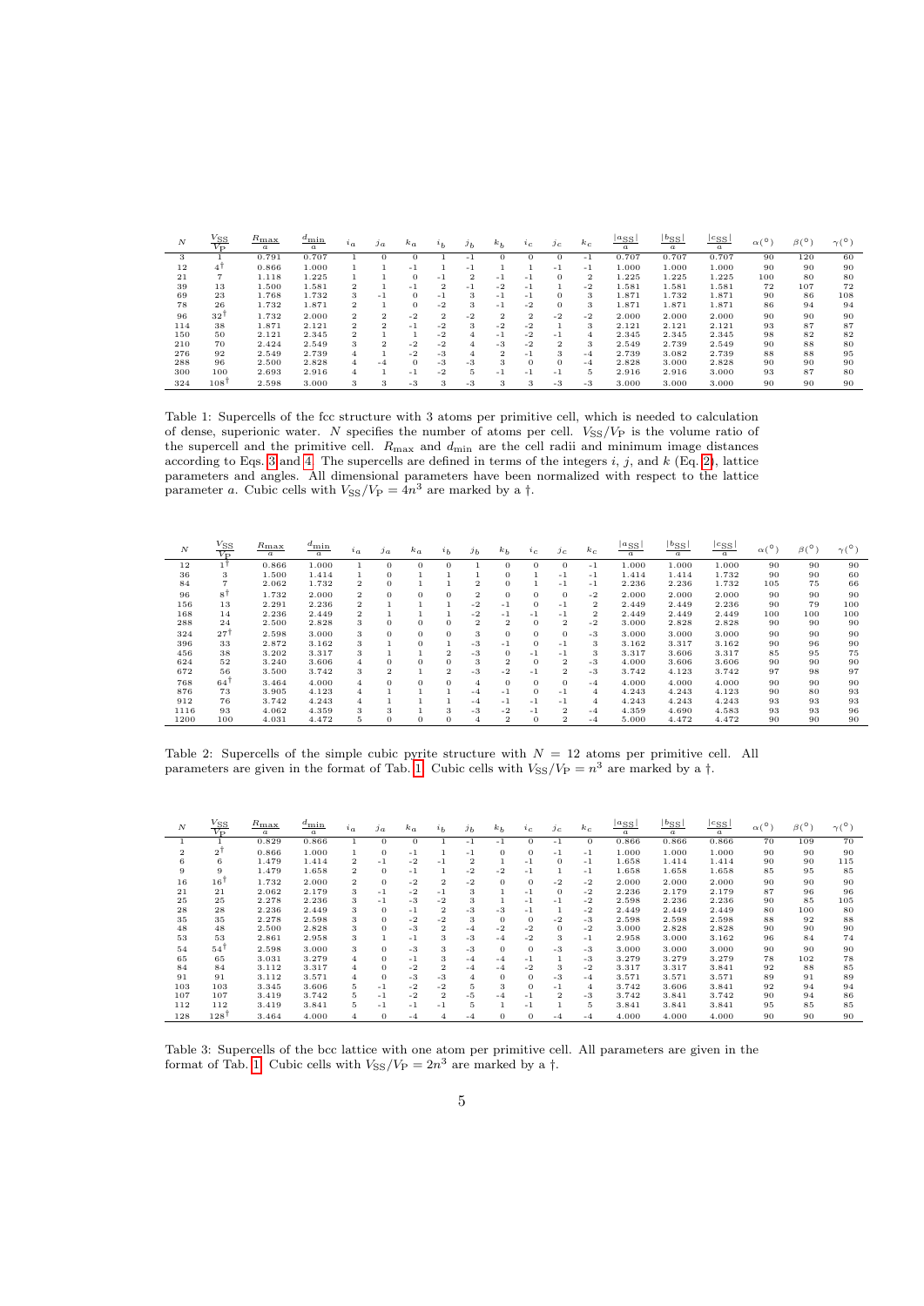| $N$ | $\frac{V_{SS}}{V_P}$ | $\frac{R_{max}}{a}$ | $\frac{d_{min}}{a}$ | $i_a$ | $j_a$ | $k_a$ | $i_b$ | $j_b$ | $k_b$ | $i_c$ | $j_c$ | $k_c$ | $\frac{\lvert a_{SS}\rvert}{a}$ | $\frac{\lvert b_{SS}\rvert}{a}$ | $\frac{\lvert c_{SS}\rvert}{a}$ | $\alpha(°)$ | $\beta(°)$ | $\gamma(°)$ |
|---|---|---|---|---|---|---|---|---|---|---|---|---|---|---|---|---|---|---|
| 3 | 1 | 0.791 | 0.707 | 1 | 0 | 0 | 1 | -1 | 0 | 0 | 0 | -1 | 0.707 | 0.707 | 0.707 | 90 | 120 | 60 |
| 12 | $4^\dagger$ | 0.866 | 1.000 | 1 | 1 | -1 | 1 | -1 | 1 | 1 | -1 | -1 | 1.000 | 1.000 | 1.000 | 90 | 90 | 90 |
| 21 | 7 | 1.118 | 1.225 | 1 | 1 | 0 | -1 | 2 | -1 | -1 | 0 | 2 | 1.225 | 1.225 | 1.225 | 100 | 80 | 80 |
| 39 | 13 | 1.500 | 1.581 | 2 | 1 | -1 | 2 | -1 | -2 | -1 | 1 | -2 | 1.581 | 1.581 | 1.581 | 72 | 107 | 72 |
| 69 | 23 | 1.768 | 1.732 | 3 | -1 | 0 | -1 | 3 | -1 | -1 | 0 | 3 | 1.871 | 1.732 | 1.871 | 90 | 86 | 108 |
| 78 | 26 | 1.732 | 1.871 | 2 | 1 | 0 | -2 | 3 | -1 | -2 | 0 | 3 | 1.871 | 1.871 | 1.871 | 86 | 94 | 94 |
| 96 | $32^\dagger$ | 1.732 | 2.000 | 2 | 2 | -2 | 2 | -2 | 2 | 2 | -2 | -2 | 2.000 | 2.000 | 2.000 | 90 | 90 | 90 |
| 114 | 38 | 1.871 | 2.121 | 2 | 2 | -1 | -2 | 3 | -2 | -2 | 1 | 3 | 2.121 | 2.121 | 2.121 | 93 | 87 | 87 |
| 150 | 50 | 2.121 | 2.345 | 2 | 1 | 1 | -2 | 4 | -1 | -2 | -1 | 4 | 2.345 | 2.345 | 2.345 | 98 | 82 | 82 |
| 210 | 70 | 2.424 | 2.549 | 3 | 2 | -2 | -2 | 4 | -3 | -2 | 2 | 3 | 2.549 | 2.739 | 2.549 | 90 | 88 | 80 |
| 276 | 92 | 2.549 | 2.739 | 4 | 1 | -2 | -3 | 4 | 2 | -1 | 3 | -4 | 2.739 | 3.082 | 2.739 | 88 | 88 | 95 |
| 288 | 96 | 2.500 | 2.828 | 4 | -4 | 0 | -3 | -3 | 3 | 0 | 0 | -4 | 2.828 | 3.000 | 2.828 | 90 | 90 | 90 |
| 300 | 100 | 2.693 | 2.916 | 4 | 1 | -1 | -2 | 5 | -1 | -1 | -1 | 5 | 2.916 | 2.916 | 3.000 | 93 | 87 | 80 |
| 324 | $108^\dagger$ | 2.598 | 3.000 | 3 | 3 | -3 | 3 | -3 | 3 | 3 | -3 | -3 | 3.000 | 3.000 | 3.000 | 90 | 90 | 90 |

Table 1: Supercells of the fcc structure with 3 atoms per primitive cell, which is needed to calculation of dense, superionic water. $N$ specifies the number of atoms per cell. $V_{SS}/V_P$ is the volume ratio of the supercell and the primitive cell. $R_{max}$ and $d_{min}$ are the cell radii and minimum image distances according to Eqs. 3 and 4. The supercells are defined in terms of the integers $i$, $j$, and $k$ (Eq. 2), lattice parameters and angles. All dimensional parameters have been normalized with respect to the lattice parameter $a$. Cubic cells with $V_{SS}/V_P = 4n^3$ are marked by a †.

| $N$ | $\frac{V_{SS}}{V_P}$ | $\frac{R_{max}}{a}$ | $\frac{d_{min}}{a}$ | $i_a$ | $j_a$ | $k_a$ | $i_b$ | $j_b$ | $k_b$ | $i_c$ | $j_c$ | $k_c$ | $\frac{\lvert a_{SS}\rvert}{a}$ | $\frac{\lvert b_{SS}\rvert}{a}$ | $\frac{\lvert c_{SS}\rvert}{a}$ | $\alpha(°)$ | $\beta(°)$ | $\gamma(°)$ |
|---|---|---|---|---|---|---|---|---|---|---|---|---|---|---|---|---|---|---|
| 12 | $1^\dagger$ | 0.866 | 1.000 | 1 | 0 | 0 | 0 | 1 | 0 | 0 | 0 | -1 | 1.000 | 1.000 | 1.000 | 90 | 90 | 90 |
| 36 | 3 | 1.500 | 1.414 | 1 | 0 | 1 | 1 | 1 | 0 | 1 | -1 | -1 | 1.414 | 1.414 | 1.732 | 90 | 90 | 60 |
| 84 | 7 | 2.062 | 1.732 | 2 | 0 | 1 | 1 | 2 | 0 | 1 | -1 | -1 | 2.236 | 2.236 | 1.732 | 105 | 75 | 66 |
| 96 | $8^\dagger$ | 1.732 | 2.000 | 2 | 0 | 0 | 0 | 2 | 0 | 0 | 0 | -2 | 2.000 | 2.000 | 2.000 | 90 | 90 | 90 |
| 156 | 13 | 2.291 | 2.236 | 2 | 1 | 1 | 1 | -2 | -1 | 0 | -1 | 2 | 2.449 | 2.449 | 2.236 | 90 | 79 | 100 |
| 168 | 14 | 2.236 | 2.449 | 2 | 1 | 1 | 1 | -2 | -1 | -1 | -1 | 2 | 2.449 | 2.449 | 2.449 | 100 | 100 | 100 |
| 288 | 24 | 2.500 | 2.828 | 3 | 0 | 0 | 0 | 2 | 2 | 0 | 2 | -2 | 3.000 | 2.828 | 2.828 | 90 | 90 | 90 |
| 324 | $27^\dagger$ | 2.598 | 3.000 | 3 | 0 | 0 | 0 | 3 | 0 | 0 | 0 | -3 | 3.000 | 3.000 | 3.000 | 90 | 90 | 90 |
| 396 | 33 | 2.872 | 3.162 | 3 | 1 | 0 | 1 | -3 | -1 | 0 | -1 | 3 | 3.162 | 3.317 | 3.162 | 90 | 96 | 90 |
| 456 | 38 | 3.202 | 3.317 | 3 | 1 | 1 | 2 | -3 | 0 | -1 | -1 | 3 | 3.317 | 3.606 | 3.317 | 85 | 95 | 75 |
| 624 | 52 | 3.240 | 3.606 | 4 | 0 | 0 | 0 | 3 | 2 | 0 | 2 | -3 | 4.000 | 3.606 | 3.606 | 90 | 90 | 90 |
| 672 | 56 | 3.500 | 3.742 | 3 | 2 | 1 | 2 | -3 | -2 | -1 | 2 | -3 | 3.742 | 4.123 | 3.742 | 97 | 98 | 97 |
| 768 | $64^\dagger$ | 3.464 | 4.000 | 4 | 0 | 0 | 0 | 4 | 0 | 0 | 0 | -4 | 4.000 | 4.000 | 4.000 | 90 | 90 | 90 |
| 876 | 73 | 3.905 | 4.123 | 4 | 1 | 1 | 1 | -4 | -1 | 0 | -1 | 4 | 4.243 | 4.243 | 4.123 | 90 | 80 | 93 |
| 912 | 76 | 3.742 | 4.243 | 4 | 1 | 1 | 1 | -4 | -1 | -1 | -1 | 4 | 4.243 | 4.243 | 4.243 | 93 | 93 | 93 |
| 1116 | 93 | 4.062 | 4.359 | 3 | 3 | 1 | 3 | -3 | -2 | -1 | 2 | -4 | 4.359 | 4.690 | 4.583 | 93 | 93 | 96 |
| 1200 | 100 | 4.031 | 4.472 | 5 | 0 | 0 | 0 | 4 | 2 | 0 | 2 | -4 | 5.000 | 4.472 | 4.472 | 90 | 90 | 90 |

Table 2: Supercells of the simple cubic pyrite structure with $N = 12$ atoms per primitive cell. All parameters are given in the format of Tab. 1. Cubic cells with $V_{SS}/V_P = n^3$ are marked by a †.

| $N$ | $\frac{V_{SS}}{V_P}$ | $\frac{R_{max}}{a}$ | $\frac{d_{min}}{a}$ | $i_a$ | $j_a$ | $k_a$ | $i_b$ | $j_b$ | $k_b$ | $i_c$ | $j_c$ | $k_c$ | $\frac{\lvert a_{SS}\rvert}{a}$ | $\frac{\lvert b_{SS}\rvert}{a}$ | $\frac{\lvert c_{SS}\rvert}{a}$ | $\alpha(°)$ | $\beta(°)$ | $\gamma(°)$ |
|---|---|---|---|---|---|---|---|---|---|---|---|---|---|---|---|---|---|---|
| 1 | 1 | 0.829 | 0.866 | 1 | 0 | 0 | 1 | -1 | -1 | 0 | -1 | 0 | 0.866 | 0.866 | 0.866 | 70 | 109 | 70 |
| 2 | $2^\dagger$ | 0.866 | 1.000 | 1 | 0 | -1 | 1 | -1 | 0 | 0 | -1 | -1 | 1.000 | 1.000 | 1.000 | 90 | 90 | 90 |
| 6 | 6 | 1.479 | 1.414 | 2 | -1 | -2 | -1 | 2 | 1 | -1 | 0 | -1 | 1.658 | 1.414 | 1.414 | 90 | 90 | 115 |
| 9 | 9 | 1.479 | 1.658 | 2 | 0 | -1 | 1 | -2 | -2 | -1 | 1 | -1 | 1.658 | 1.658 | 1.658 | 85 | 95 | 85 |
| 16 | $16^\dagger$ | 1.732 | 2.000 | 2 | 0 | -2 | 2 | -2 | 0 | 0 | -2 | -2 | 2.000 | 2.000 | 2.000 | 90 | 90 | 90 |
| 21 | 21 | 2.062 | 2.179 | 3 | -1 | -2 | -1 | 3 | 1 | -1 | 0 | -2 | 2.236 | 2.179 | 2.179 | 87 | 96 | 96 |
| 25 | 25 | 2.278 | 2.236 | 3 | -1 | -3 | -2 | 3 | 1 | -1 | -1 | -2 | 2.598 | 2.236 | 2.236 | 90 | 85 | 105 |
| 28 | 28 | 2.236 | 2.449 | 3 | 0 | -1 | 2 | -3 | -3 | -1 | 1 | -2 | 2.449 | 2.449 | 2.449 | 80 | 100 | 80 |
| 35 | 35 | 2.278 | 2.598 | 3 | 0 | -2 | -2 | 3 | 0 | 0 | -2 | -3 | 2.598 | 2.598 | 2.598 | 88 | 92 | 88 |
| 48 | 48 | 2.500 | 2.828 | 3 | 0 | -3 | 2 | -4 | -2 | -2 | 0 | -2 | 3.000 | 2.828 | 2.828 | 90 | 90 | 90 |
| 53 | 53 | 2.861 | 2.958 | 3 | 1 | -1 | 3 | -3 | -4 | -2 | 3 | -1 | 2.958 | 3.000 | 3.162 | 96 | 84 | 74 |
| 54 | $54^\dagger$ | 2.598 | 3.000 | 3 | 0 | -3 | 3 | -3 | 0 | 0 | -3 | -3 | 3.000 | 3.000 | 3.000 | 90 | 90 | 90 |
| 65 | 65 | 3.031 | 3.279 | 4 | 0 | -1 | 3 | -4 | -4 | -1 | 1 | -3 | 3.279 | 3.279 | 3.279 | 78 | 102 | 78 |
| 84 | 84 | 3.112 | 3.317 | 4 | 0 | -2 | 2 | -4 | -4 | -2 | 3 | -2 | 3.317 | 3.317 | 3.841 | 92 | 88 | 85 |
| 91 | 91 | 3.112 | 3.571 | 4 | 0 | -3 | -3 | 4 | 0 | 0 | -3 | -4 | 3.571 | 3.571 | 3.571 | 89 | 91 | 89 |
| 103 | 103 | 3.345 | 3.606 | 5 | -1 | -2 | -2 | 5 | 3 | 0 | -1 | 4 | 3.742 | 3.606 | 3.841 | 92 | 94 | 94 |
| 107 | 107 | 3.419 | 3.742 | 5 | -1 | -2 | 2 | -5 | -4 | -1 | 2 | -3 | 3.742 | 3.841 | 3.742 | 90 | 94 | 86 |
| 112 | 112 | 3.419 | 3.841 | 5 | -1 | -1 | -1 | 5 | 1 | -1 | 1 | 5 | 3.841 | 3.841 | 3.841 | 95 | 85 | 85 |
| 128 | $128^\dagger$ | 3.464 | 4.000 | 4 | 0 | -4 | 4 | -4 | 0 | 0 | -4 | -4 | 4.000 | 4.000 | 4.000 | 90 | 90 | 90 |

Table 3: Supercells of the bcc lattice with one atom per primitive cell. All parameters are given in the format of Tab. 1. Cubic cells with $V_{SS}/V_P = 2n^3$ are marked by a †.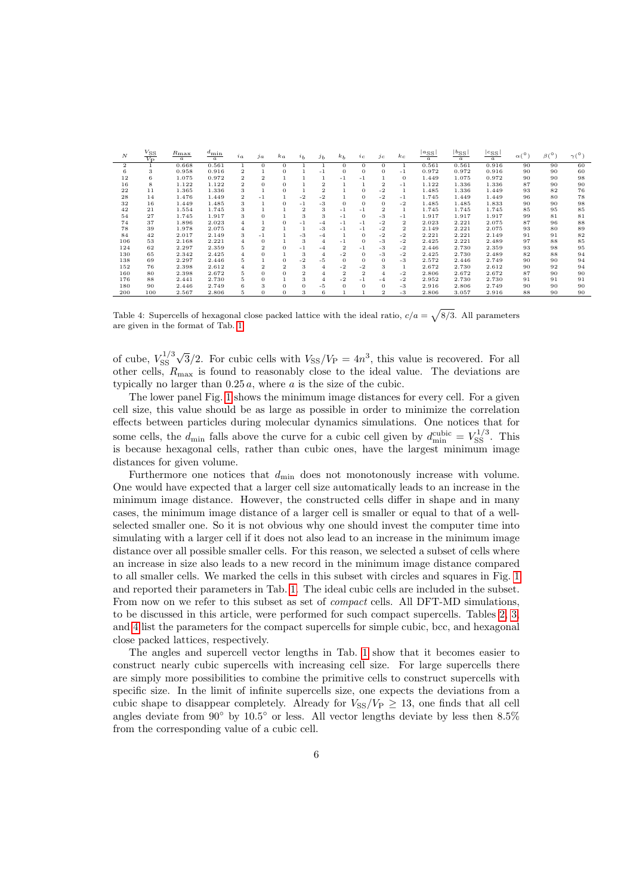| $N$ | $\frac{V_{\rm SS}}{V_{\rm P}}$ | $\frac{R_{\rm max}}{a}$ | $\frac{d_{\rm min}}{a}$ | $i_a$ | $j_a$ | $k_a$ | $i_b$ | $j_b$ | $k_b$ | $i_c$ | $j_c$ | $k_c$ | $\frac{\lvert a_{\rm SS}\rvert}{a}$ | $\frac{\lvert b_{\rm SS}\rvert}{a}$ | $\frac{\lvert c_{\rm SS}\rvert}{a}$ | $\alpha(^\circ)$ | $\beta(^\circ)$ | $\gamma(^\circ)$ |
|---|---|---|---|---|---|---|---|---|---|---|---|---|---|---|---|---|---|---|
| 2 | 1 | 0.668 | 0.561 | 1 | 0 | 0 | 1 | 1 | 0 | 0 | 0 | 1 | 0.561 | 0.561 | 0.916 | 90 | 90 | 60 |
| 6 | 3 | 0.958 | 0.916 | 2 | 1 | 0 | 1 | -1 | 0 | 0 | 0 | -1 | 0.972 | 0.972 | 0.916 | 90 | 90 | 60 |
| 12 | 6 | 1.075 | 0.972 | 2 | 2 | 1 | 1 | 1 | -1 | -1 | 1 | 0 | 1.449 | 1.075 | 0.972 | 90 | 90 | 98 |
| 16 | 8 | 1.122 | 1.122 | 2 | 0 | 0 | 1 | 2 | 1 | 1 | 2 | -1 | 1.122 | 1.336 | 1.336 | 87 | 90 | 90 |
| 22 | 11 | 1.365 | 1.336 | 3 | 1 | 0 | 1 | 2 | 1 | 0 | -2 | 1 | 1.485 | 1.336 | 1.449 | 93 | 82 | 76 |
| 28 | 14 | 1.476 | 1.449 | 2 | -1 | 1 | -2 | -2 | 1 | 0 | -2 | -1 | 1.745 | 1.449 | 1.449 | 96 | 80 | 78 |
| 32 | 16 | 1.449 | 1.485 | 3 | 1 | 0 | -1 | -3 | 0 | 0 | 0 | -2 | 1.485 | 1.485 | 1.833 | 90 | 90 | 98 |
| 42 | 21 | 1.554 | 1.745 | 3 | 1 | 1 | 2 | 3 | -1 | -1 | 2 | 1 | 1.745 | 1.745 | 1.745 | 85 | 95 | 85 |
| 54 | 27 | 1.745 | 1.917 | 3 | 0 | 1 | 3 | 3 | -1 | 0 | -3 | -1 | 1.917 | 1.917 | 1.917 | 99 | 81 | 81 |
| 74 | 37 | 1.896 | 2.023 | 4 | 1 | 0 | -1 | -4 | -1 | -1 | -2 | 2 | 2.023 | 2.221 | 2.075 | 87 | 96 | 88 |
| 78 | 39 | 1.978 | 2.075 | 4 | 2 | 1 | 1 | -3 | -1 | -1 | -2 | 2 | 2.149 | 2.221 | 2.075 | 93 | 80 | 89 |
| 84 | 42 | 2.017 | 2.149 | 3 | -1 | 1 | -3 | -4 | 1 | 0 | -2 | -2 | 2.221 | 2.221 | 2.149 | 91 | 91 | 82 |
| 106 | 53 | 2.168 | 2.221 | 4 | 0 | 1 | 3 | 4 | -1 | 0 | -3 | -2 | 2.425 | 2.221 | 2.489 | 97 | 88 | 85 |
| 124 | 62 | 2.297 | 2.359 | 5 | 2 | 0 | -1 | -4 | 2 | -1 | -3 | -2 | 2.446 | 2.730 | 2.359 | 93 | 98 | 95 |
| 130 | 65 | 2.342 | 2.425 | 4 | 0 | 1 | 3 | 4 | -2 | 0 | -3 | -2 | 2.425 | 2.730 | 2.489 | 82 | 88 | 94 |
| 138 | 69 | 2.297 | 2.446 | 5 | 1 | 0 | -2 | -5 | 0 | 0 | 0 | -3 | 2.572 | 2.446 | 2.749 | 90 | 90 | 94 |
| 152 | 76 | 2.398 | 2.612 | 4 | 2 | 2 | 3 | 4 | -2 | -2 | 3 | 1 | 2.672 | 2.730 | 2.612 | 90 | 92 | 94 |
| 160 | 80 | 2.398 | 2.672 | 5 | 0 | 0 | 2 | 4 | 2 | 2 | 4 | -2 | 2.806 | 2.672 | 2.672 | 87 | 90 | 90 |
| 176 | 88 | 2.441 | 2.730 | 5 | 0 | 1 | 3 | 4 | -2 | -1 | -4 | -2 | 2.952 | 2.730 | 2.730 | 91 | 91 | 91 |
| 180 | 90 | 2.446 | 2.749 | 6 | 3 | 0 | 0 | -5 | 0 | 0 | 0 | -3 | 2.916 | 2.806 | 2.749 | 90 | 90 | 90 |
| 200 | 100 | 2.567 | 2.806 | 5 | 0 | 0 | 3 | 6 | 1 | 1 | 2 | -3 | 2.806 | 3.057 | 2.916 | 88 | 90 | 90 |

Table 4: Supercells of hexagonal close packed lattice with the ideal ratio, $c/a = \sqrt{8/3}$. All parameters are given in the format of Tab. 1.

of cube, $V_{\rm SS}^{1/3}\sqrt{3}/2$. For cubic cells with $V_{\rm SS}/V_{\rm P} = 4n^3$, this value is recovered. For all other cells, $R_{\rm max}$ is found to reasonably close to the ideal value. The deviations are typically no larger than $0.25\,a$, where $a$ is the size of the cubic.

The lower panel Fig. 1 shows the minimum image distances for every cell. For a given cell size, this value should be as large as possible in order to minimize the correlation effects between particles during molecular dynamics simulations. One notices that for some cells, the $d_{\rm min}$ falls above the curve for a cubic cell given by $d_{\rm min}^{\rm cubic} = V_{\rm SS}^{1/3}$. This is because hexagonal cells, rather than cubic ones, have the largest minimum image distances for given volume.

Furthermore one notices that $d_{\rm min}$ does not monotonously increase with volume. One would have expected that a larger cell size automatically leads to an increase in the minimum image distance. However, the constructed cells differ in shape and in many cases, the minimum image distance of a larger cell is smaller or equal to that of a well-selected smaller one. So it is not obvious why one should invest the computer time into simulating with a larger cell if it does not also lead to an increase in the minimum image distance over all possible smaller cells. For this reason, we selected a subset of cells where an increase in size also leads to a new record in the minimum image distance compared to all smaller cells. We marked the cells in this subset with circles and squares in Fig. 1 and reported their parameters in Tab. 1. The ideal cubic cells are included in the subset. From now on we refer to this subset as set of *compact* cells. All DFT-MD simulations, to be discussed in this article, were performed for such compact supercells. Tables 2, 3, and 4 list the parameters for the compact supercells for simple cubic, bcc, and hexagonal close packed lattices, respectively.

The angles and supercell vector lengths in Tab. 1 show that it becomes easier to construct nearly cubic supercells with increasing cell size. For large supercells there are simply more possibilities to combine the primitive cells to construct supercells with specific size. In the limit of infinite supercells size, one expects the deviations from a cubic shape to disappear completely. Already for $V_{\rm SS}/V_{\rm P} \geq 13$, one finds that all cell angles deviate from 90° by 10.5° or less. All vector lengths deviate by less then 8.5% from the corresponding value of a cubic cell.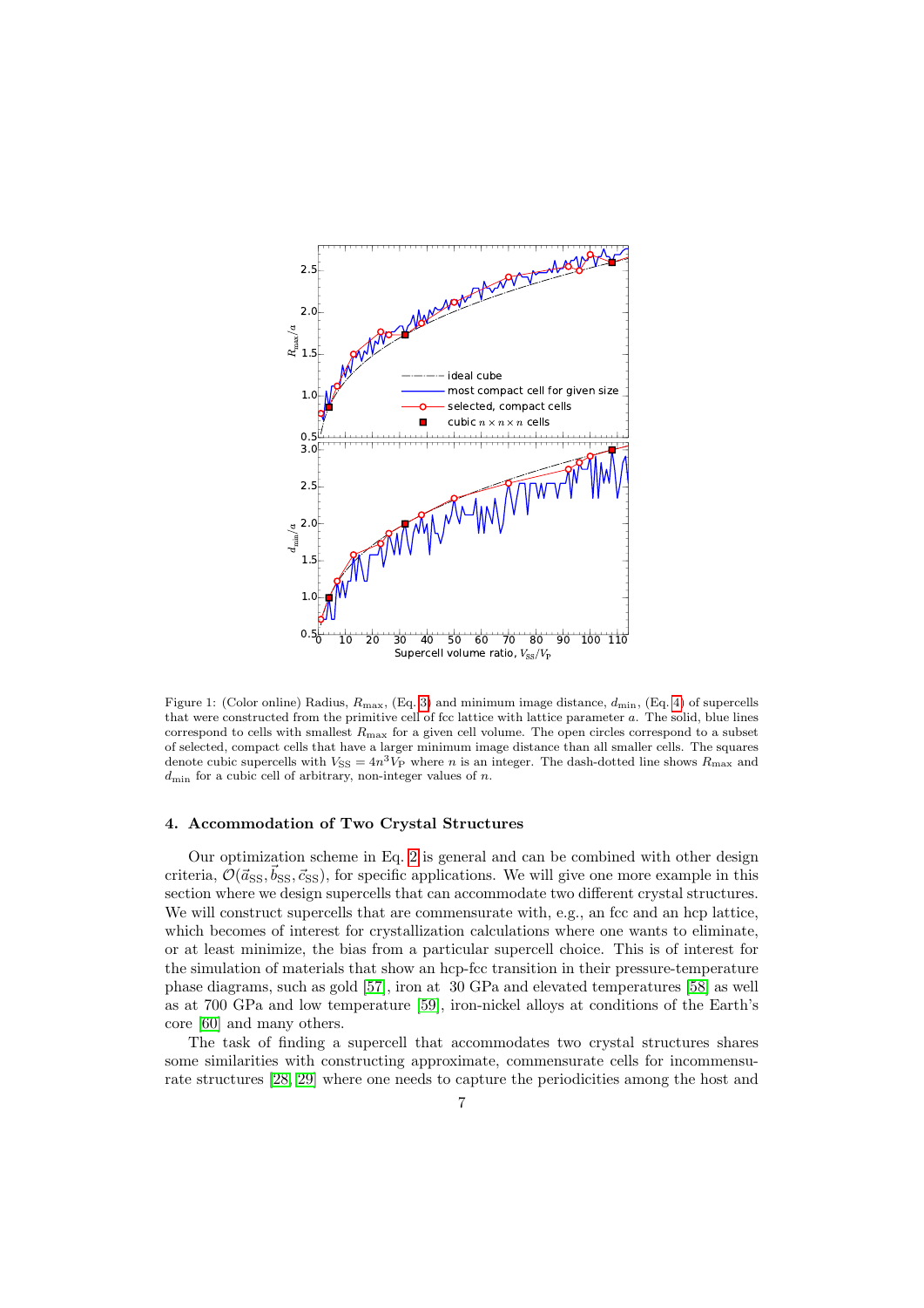Figure 1: (Color online) Radius, $R_{\max}$, (Eq. 3) and minimum image distance, $d_{\min}$, (Eq. 4) of supercells that were constructed from the primitive cell of fcc lattice with lattice parameter $a$. The solid, blue lines correspond to cells with smallest $R_{\max}$ for a given cell volume. The open circles correspond to a subset of selected, compact cells that have a larger minimum image distance than all smaller cells. The squares denote cubic supercells with $V_{\mathrm{SS}} = 4n^3 V_{\mathrm{P}}$ where $n$ is an integer. The dash-dotted line shows $R_{\max}$ and $d_{\min}$ for a cubic cell of arbitrary, non-integer values of $n$.

## 4. Accommodation of Two Crystal Structures

Our optimization scheme in Eq. 2 is general and can be combined with other design criteria, $\mathcal{O}(\vec{a}_{\mathrm{SS}}, \vec{b}_{\mathrm{SS}}, \vec{c}_{\mathrm{SS}})$, for specific applications. We will give one more example in this section where we design supercells that can accommodate two different crystal structures. We will construct supercells that are commensurate with, e.g., an fcc and an hcp lattice, which becomes of interest for crystallization calculations where one wants to eliminate, or at least minimize, the bias from a particular supercell choice. This is of interest for the simulation of materials that show an hcp-fcc transition in their pressure-temperature phase diagrams, such as gold [57], iron at 30 GPa and elevated temperatures [58] as well as at 700 GPa and low temperature [59], iron-nickel alloys at conditions of the Earth's core [60] and many others.

The task of finding a supercell that accommodates two crystal structures shares some similarities with constructing approximate, commensurate cells for incommensurate structures [28, 29] where one needs to capture the periodicities among the host and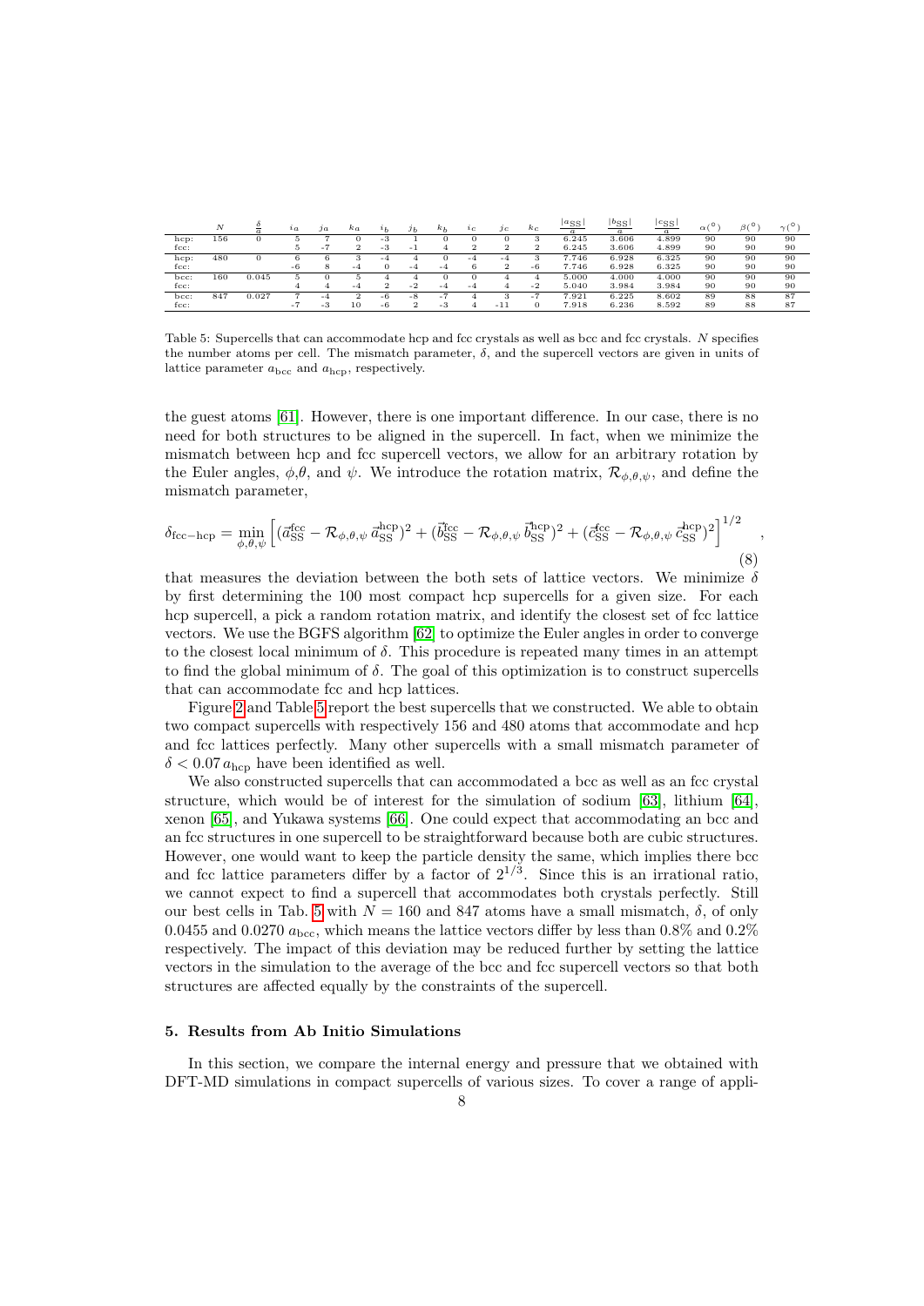|  | $N$ | $\frac{\delta}{a}$ | $i_a$ | $j_a$ | $k_a$ | $i_b$ | $j_b$ | $k_b$ | $i_c$ | $j_c$ | $k_c$ | $\frac{\lvert a_{\rm SS}\rvert}{a}$ | $\frac{\lvert b_{\rm SS}\rvert}{a}$ | $\frac{\lvert c_{\rm SS}\rvert}{a}$ | $\alpha(^\circ)$ | $\beta(^\circ)$ | $\gamma(^\circ)$ |
|---|---|---|---|---|---|---|---|---|---|---|---|---|---|---|---|---|---|
| hcp: | 156 | 0 | 5 | 7 | 0 | -3 | 1 | 0 | 0 | 0 | 3 | 6.245 | 3.606 | 4.899 | 90 | 90 | 90 |
| fcc: |  |  | 5 | -7 | 2 | -3 | -1 | 4 | 2 | 2 | 2 | 6.245 | 3.606 | 4.899 | 90 | 90 | 90 |
| hcp: | 480 | 0 | 6 | 6 | 3 | -4 | 4 | 0 | -4 | -4 | 3 | 7.746 | 6.928 | 6.325 | 90 | 90 | 90 |
| fcc: |  |  | -6 | 8 | -4 | 0 | -4 | -4 | 6 | 2 | -6 | 7.746 | 6.928 | 6.325 | 90 | 90 | 90 |
| bcc: | 160 | 0.045 | 5 | 0 | 5 | 4 | 4 | 0 | 0 | 4 | 4 | 5.000 | 4.000 | 4.000 | 90 | 90 | 90 |
| fcc: |  |  | 4 | 4 | -4 | 2 | -2 | -4 | -4 | 4 | -2 | 5.040 | 3.984 | 3.984 | 90 | 90 | 90 |
| bcc: | 847 | 0.027 | 7 | -4 | 2 | -6 | -8 | -7 | 4 | 3 | -7 | 7.921 | 6.225 | 8.602 | 89 | 88 | 87 |
| fcc: |  |  | -7 | -3 | 10 | -6 | 2 | -3 | 4 | -11 | 0 | 7.918 | 6.236 | 8.592 | 89 | 88 | 87 |

Table 5: Supercells that can accommodate hcp and fcc crystals as well as bcc and fcc crystals. $N$ specifies the number atoms per cell. The mismatch parameter, $\delta$, and the supercell vectors are given in units of lattice parameter $a_{\rm bcc}$ and $a_{\rm hcp}$, respectively.

the guest atoms [61]. However, there is one important difference. In our case, there is no need for both structures to be aligned in the supercell. In fact, when we minimize the mismatch between hcp and fcc supercell vectors, we allow for an arbitrary rotation by the Euler angles, $\phi$,$\theta$, and $\psi$. We introduce the rotation matrix, $\mathcal{R}_{\phi,\theta,\psi}$, and define the mismatch parameter,

$$\delta_{\rm fcc-hcp} = \min_{\phi,\theta,\psi} \left[ (\vec{a}_{\rm SS}^{\rm fcc} - \mathcal{R}_{\phi,\theta,\psi}\, \vec{a}_{\rm SS}^{\rm hcp})^2 + (\vec{b}_{\rm SS}^{\rm fcc} - \mathcal{R}_{\phi,\theta,\psi}\, \vec{b}_{\rm SS}^{\rm hcp})^2 + (\vec{c}_{\rm SS}^{\rm fcc} - \mathcal{R}_{\phi,\theta,\psi}\, \vec{c}_{\rm SS}^{\rm hcp})^2 \right]^{1/2} , \quad (8)$$

that measures the deviation between the both sets of lattice vectors. We minimize $\delta$ by first determining the 100 most compact hcp supercells for a given size. For each hcp supercell, a pick a random rotation matrix, and identify the closest set of fcc lattice vectors. We use the BGFS algorithm [62] to optimize the Euler angles in order to converge to the closest local minimum of $\delta$. This procedure is repeated many times in an attempt to find the global minimum of $\delta$. The goal of this optimization is to construct supercells that can accommodate fcc and hcp lattices.

Figure 2 and Table 5 report the best supercells that we constructed. We able to obtain two compact supercells with respectively 156 and 480 atoms that accommodate and hcp and fcc lattices perfectly. Many other supercells with a small mismatch parameter of $\delta < 0.07\, a_{\rm hcp}$ have been identified as well.

We also constructed supercells that can accommodated a bcc as well as an fcc crystal structure, which would be of interest for the simulation of sodium [63], lithium [64], xenon [65], and Yukawa systems [66]. One could expect that accommodating an bcc and an fcc structures in one supercell to be straightforward because both are cubic structures. However, one would want to keep the particle density the same, which implies there bcc and fcc lattice parameters differ by a factor of $2^{1/3}$. Since this is an irrational ratio, we cannot expect to find a supercell that accommodates both crystals perfectly. Still our best cells in Tab. 5 with $N = 160$ and 847 atoms have a small mismatch, $\delta$, of only 0.0455 and 0.0270 $a_{\rm bcc}$, which means the lattice vectors differ by less than 0.8% and 0.2% respectively. The impact of this deviation may be reduced further by setting the lattice vectors in the simulation to the average of the bcc and fcc supercell vectors so that both structures are affected equally by the constraints of the supercell.

## 5. Results from Ab Initio Simulations

In this section, we compare the internal energy and pressure that we obtained with DFT-MD simulations in compact supercells of various sizes. To cover a range of appli-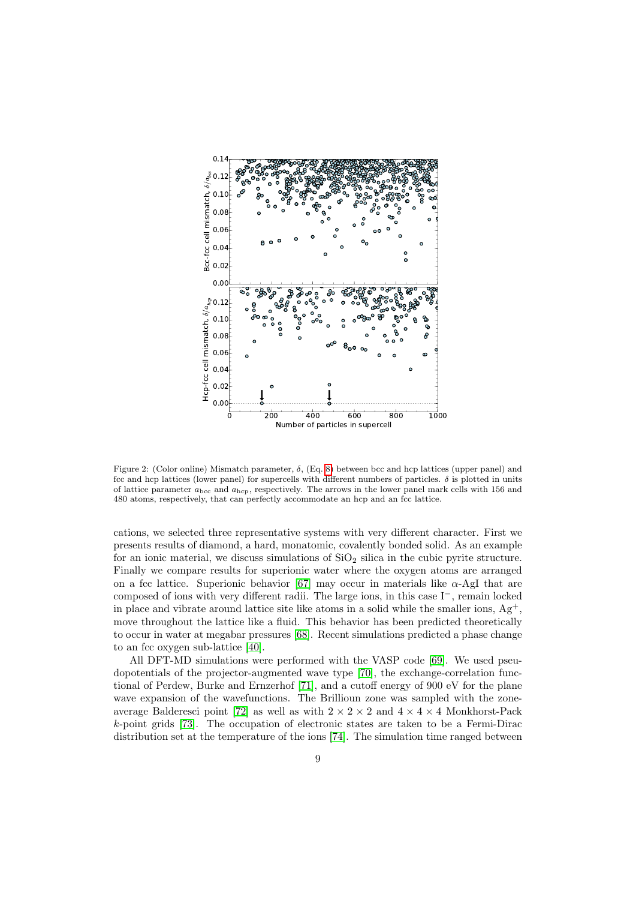Figure 2: (Color online) Mismatch parameter, $\delta$, (Eq. 8) between bcc and hcp lattices (upper panel) and fcc and hcp lattices (lower panel) for supercells with different numbers of particles. $\delta$ is plotted in units of lattice parameter $a_{\rm bcc}$ and $a_{\rm hcp}$, respectively. The arrows in the lower panel mark cells with 156 and 480 atoms, respectively, that can perfectly accommodate an hcp and an fcc lattice.

cations, we selected three representative systems with very different character. First we presents results of diamond, a hard, monatomic, covalently bonded solid. As an example for an ionic material, we discuss simulations of $SiO_2$ silica in the cubic pyrite structure. Finally we compare results for superionic water where the oxygen atoms are arranged on a fcc lattice. Superionic behavior [67] may occur in materials like $\alpha$-AgI that are composed of ions with very different radii. The large ions, in this case $I^-$, remain locked in place and vibrate around lattice site like atoms in a solid while the smaller ions, $Ag^+$, move throughout the lattice like a fluid. This behavior has been predicted theoretically to occur in water at megabar pressures [68]. Recent simulations predicted a phase change to an fcc oxygen sub-lattice [40].

All DFT-MD simulations were performed with the VASP code [69]. We used pseudopotentials of the projector-augmented wave type [70], the exchange-correlation functional of Perdew, Burke and Ernzerhof [71], and a cutoff energy of 900 eV for the plane wave expansion of the wavefunctions. The Brillioun zone was sampled with the zone-average Balderesci point [72] as well as with $2 \times 2 \times 2$ and $4 \times 4 \times 4$ Monkhorst-Pack $k$-point grids [73]. The occupation of electronic states are taken to be a Fermi-Dirac distribution set at the temperature of the ions [74]. The simulation time ranged between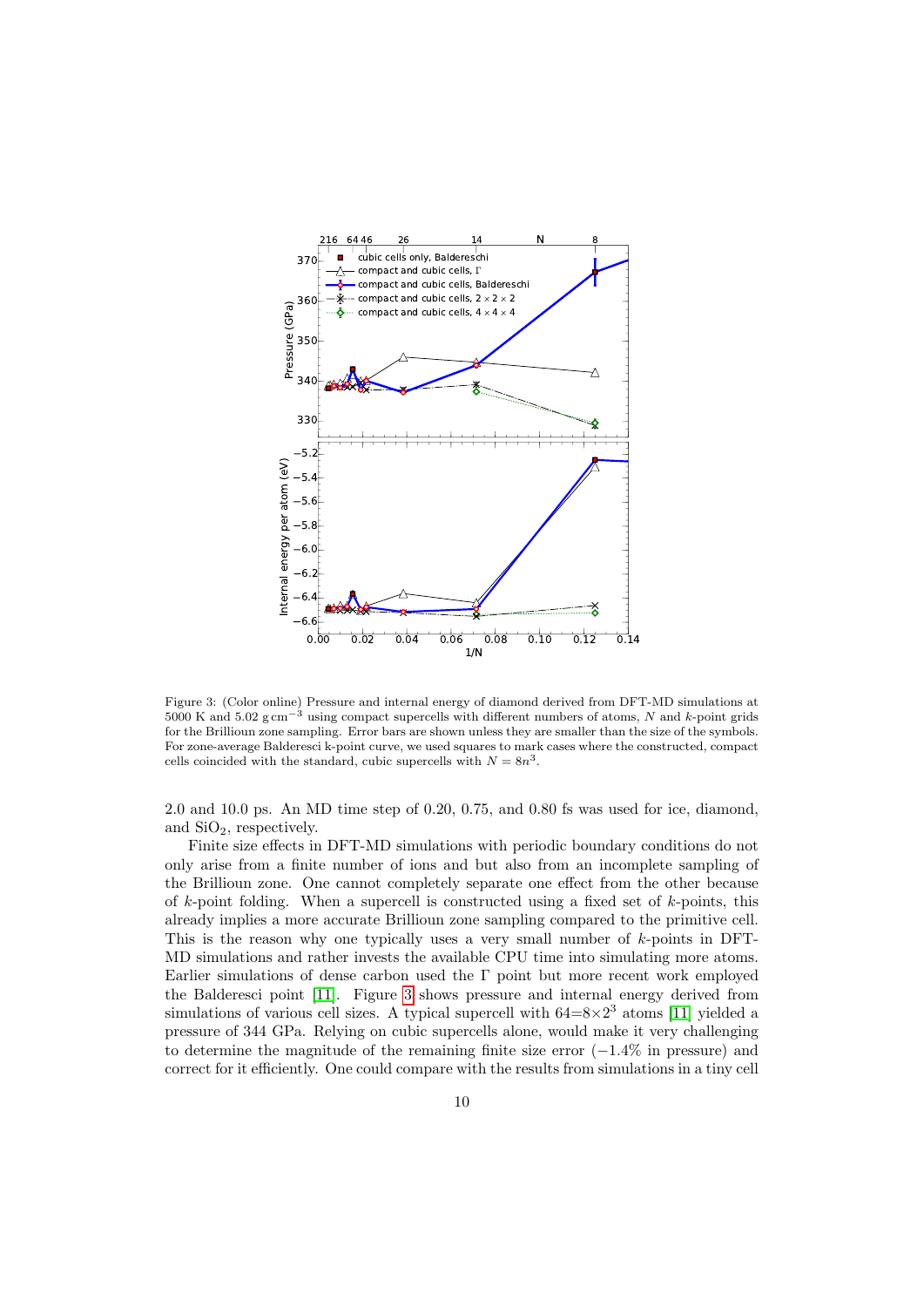Figure 3: (Color online) Pressure and internal energy of diamond derived from DFT-MD simulations at 5000 K and 5.02 $\mathrm{g\,cm^{-3}}$ using compact supercells with different numbers of atoms, $N$ and $k$-point grids for the Brillioun zone sampling. Error bars are shown unless they are smaller than the size of the symbols. For zone-average Balderesci k-point curve, we used squares to mark cases where the constructed, compact cells coincided with the standard, cubic supercells with $N = 8n^3$.

2.0 and 10.0 ps. An MD time step of 0.20, 0.75, and 0.80 fs was used for ice, diamond, and $SiO_2$, respectively.

Finite size effects in DFT-MD simulations with periodic boundary conditions do not only arise from a finite number of ions and but also from an incomplete sampling of the Brillioun zone. One cannot completely separate one effect from the other because of $k$-point folding. When a supercell is constructed using a fixed set of $k$-points, this already implies a more accurate Brillioun zone sampling compared to the primitive cell. This is the reason why one typically uses a very small number of $k$-points in DFT-MD simulations and rather invests the available CPU time into simulating more atoms. Earlier simulations of dense carbon used the $\Gamma$ point but more recent work employed the Balderesci point [11]. Figure 3 shows pressure and internal energy derived from simulations of various cell sizes. A typical supercell with $64{=}8{\times}2^3$ atoms [11] yielded a pressure of 344 GPa. Relying on cubic supercells alone, would make it very challenging to determine the magnitude of the remaining finite size error ($-1.4\%$ in pressure) and correct for it efficiently. One could compare with the results from simulations in a tiny cell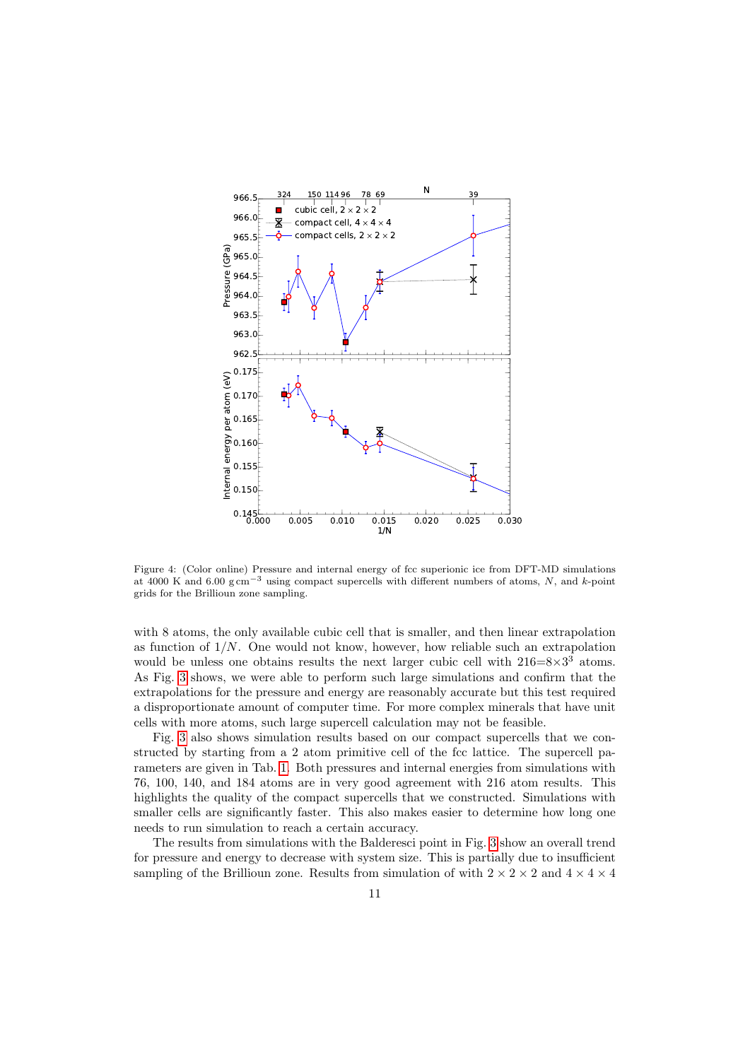Figure 4: (Color online) Pressure and internal energy of fcc superionic ice from DFT-MD simulations at 4000 K and 6.00 g cm$^{-3}$ using compact supercells with different numbers of atoms, $N$, and $k$-point grids for the Brillouin zone sampling.

with 8 atoms, the only available cubic cell that is smaller, and then linear extrapolation as function of $1/N$. One would not know, however, how reliable such an extrapolation would be unless one obtains results the next larger cubic cell with $216{=}8{\times}3^3$ atoms. As Fig. 3 shows, we were able to perform such large simulations and confirm that the extrapolations for the pressure and energy are reasonably accurate but this test required a disproportionate amount of computer time. For more complex minerals that have unit cells with more atoms, such large supercell calculation may not be feasible.

Fig. 3 also shows simulation results based on our compact supercells that we constructed by starting from a 2 atom primitive cell of the fcc lattice. The supercell parameters are given in Tab. 1. Both pressures and internal energies from simulations with 76, 100, 140, and 184 atoms are in very good agreement with 216 atom results. This highlights the quality of the compact supercells that we constructed. Simulations with smaller cells are significantly faster. This also makes easier to determine how long one needs to run simulation to reach a certain accuracy.

The results from simulations with the Balderesci point in Fig. 3 show an overall trend for pressure and energy to decrease with system size. This is partially due to insufficient sampling of the Brillioun zone. Results from simulation of with $2 \times 2 \times 2$ and $4 \times 4 \times 4$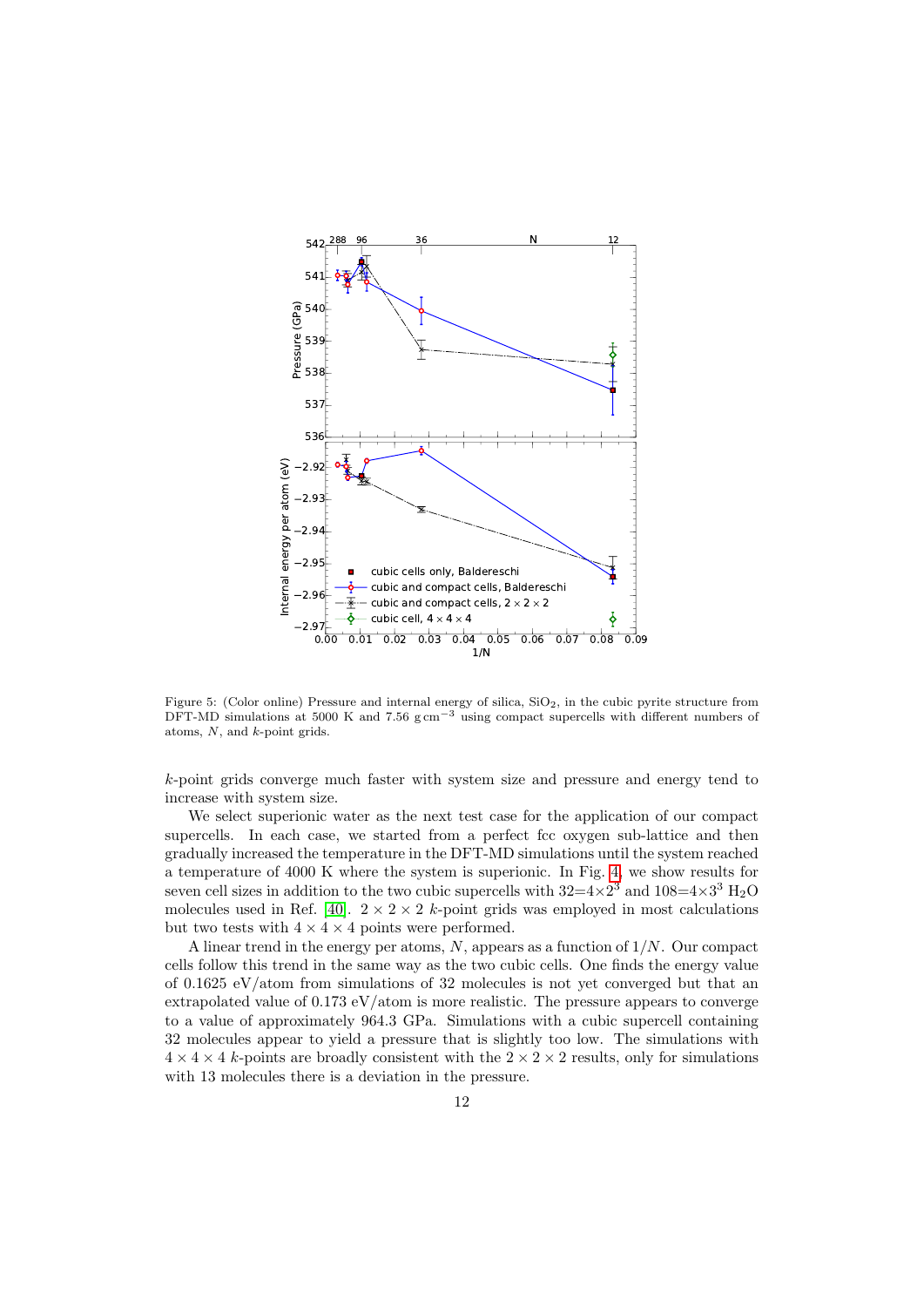Figure 5: (Color online) Pressure and internal energy of silica, $SiO_2$, in the cubic pyrite structure from DFT-MD simulations at 5000 K and 7.56 g cm$^{-3}$ using compact supercells with different numbers of atoms, $N$, and $k$-point grids.

$k$-point grids converge much faster with system size and pressure and energy tend to increase with system size.

We select superionic water as the next test case for the application of our compact supercells. In each case, we started from a perfect fcc oxygen sub-lattice and then gradually increased the temperature in the DFT-MD simulations until the system reached a temperature of 4000 K where the system is superionic. In Fig. 4, we show results for seven cell sizes in addition to the two cubic supercells with $32{=}4{\times}2^3$ and $108{=}4{\times}3^3$ $H_2O$ molecules used in Ref. [40]. $2 \times 2 \times 2$ $k$-point grids was employed in most calculations but two tests with $4 \times 4 \times 4$ points were performed.

A linear trend in the energy per atoms, $N$, appears as a function of $1/N$. Our compact cells follow this trend in the same way as the two cubic cells. One finds the energy value of 0.1625 eV/atom from simulations of 32 molecules is not yet converged but that an extrapolated value of 0.173 eV/atom is more realistic. The pressure appears to converge to a value of approximately 964.3 GPa. Simulations with a cubic supercell containing 32 molecules appear to yield a pressure that is slightly too low. The simulations with $4 \times 4 \times 4$ $k$-points are broadly consistent with the $2 \times 2 \times 2$ results, only for simulations with 13 molecules there is a deviation in the pressure.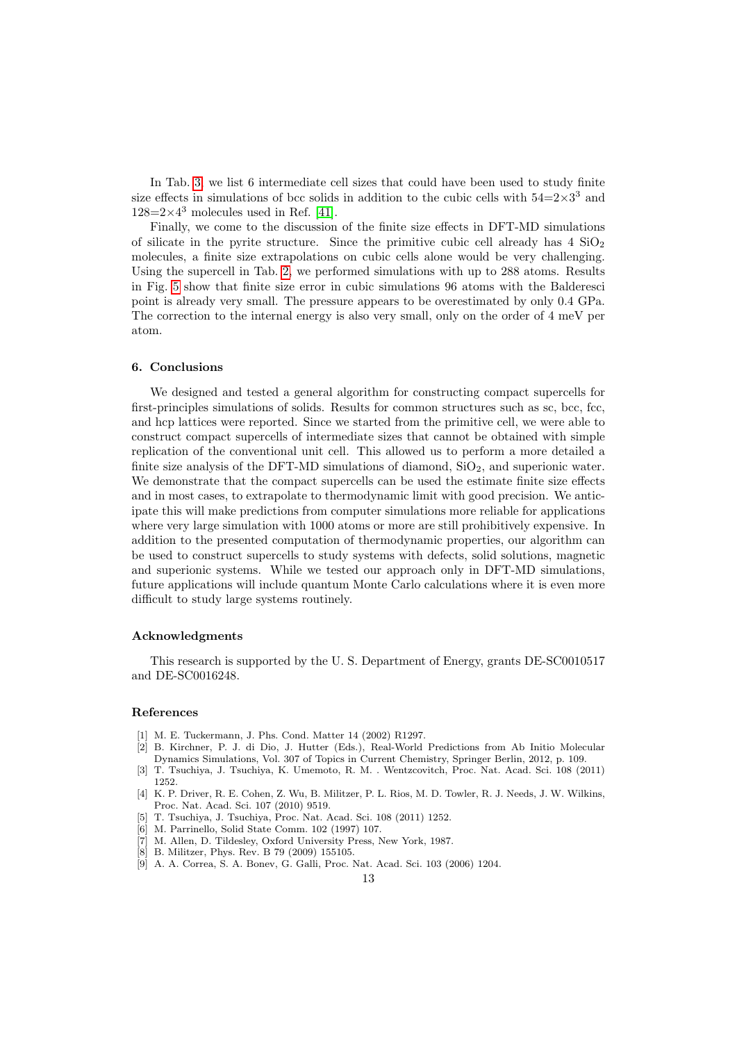In Tab. 3, we list 6 intermediate cell sizes that could have been used to study finite size effects in simulations of bcc solids in addition to the cubic cells with $54{=}2{\times}3^3$ and $128{=}2{\times}4^3$ molecules used in Ref. [41].

Finally, we come to the discussion of the finite size effects in DFT-MD simulations of silicate in the pyrite structure. Since the primitive cubic cell already has 4 $SiO_2$ molecules, a finite size extrapolations on cubic cells alone would be very challenging. Using the supercell in Tab. 2, we performed simulations with up to 288 atoms. Results in Fig. 5 show that finite size error in cubic simulations 96 atoms with the Balderesci point is already very small. The pressure appears to be overestimated by only 0.4 GPa. The correction to the internal energy is also very small, only on the order of 4 meV per atom.

### 6. Conclusions

We designed and tested a general algorithm for constructing compact supercells for first-principles simulations of solids. Results for common structures such as sc, bcc, fcc, and hcp lattices were reported. Since we started from the primitive cell, we were able to construct compact supercells of intermediate sizes that cannot be obtained with simple replication of the conventional unit cell. This allowed us to perform a more detailed a finite size analysis of the DFT-MD simulations of diamond, $SiO_2$, and superionic water. We demonstrate that the compact supercells can be used the estimate finite size effects and in most cases, to extrapolate to thermodynamic limit with good precision. We anticipate this will make predictions from computer simulations more reliable for applications where very large simulation with 1000 atoms or more are still prohibitively expensive. In addition to the presented computation of thermodynamic properties, our algorithm can be used to construct supercells to study systems with defects, solid solutions, magnetic and superionic systems. While we tested our approach only in DFT-MD simulations, future applications will include quantum Monte Carlo calculations where it is even more difficult to study large systems routinely.

### Acknowledgments

This research is supported by the U. S. Department of Energy, grants DE-SC0010517 and DE-SC0016248.

### References

[1] M. E. Tuckermann, J. Phs. Cond. Matter 14 (2002) R1297.

[2] B. Kirchner, P. J. di Dio, J. Hutter (Eds.), Real-World Predictions from Ab Initio Molecular Dynamics Simulations, Vol. 307 of Topics in Current Chemistry, Springer Berlin, 2012, p. 109.

[3] T. Tsuchiya, J. Tsuchiya, K. Umemoto, R. M. . Wentzcovitch, Proc. Nat. Acad. Sci. 108 (2011) 1252.

[4] K. P. Driver, R. E. Cohen, Z. Wu, B. Militzer, P. L. Rios, M. D. Towler, R. J. Needs, J. W. Wilkins, Proc. Nat. Acad. Sci. 107 (2010) 9519.

[5] T. Tsuchiya, J. Tsuchiya, Proc. Nat. Acad. Sci. 108 (2011) 1252.

[6] M. Parrinello, Solid State Comm. 102 (1997) 107.

[7] M. Allen, D. Tildesley, Oxford University Press, New York, 1987.

[8] B. Militzer, Phys. Rev. B 79 (2009) 155105.

[9] A. A. Correa, S. A. Bonev, G. Galli, Proc. Nat. Acad. Sci. 103 (2006) 1204.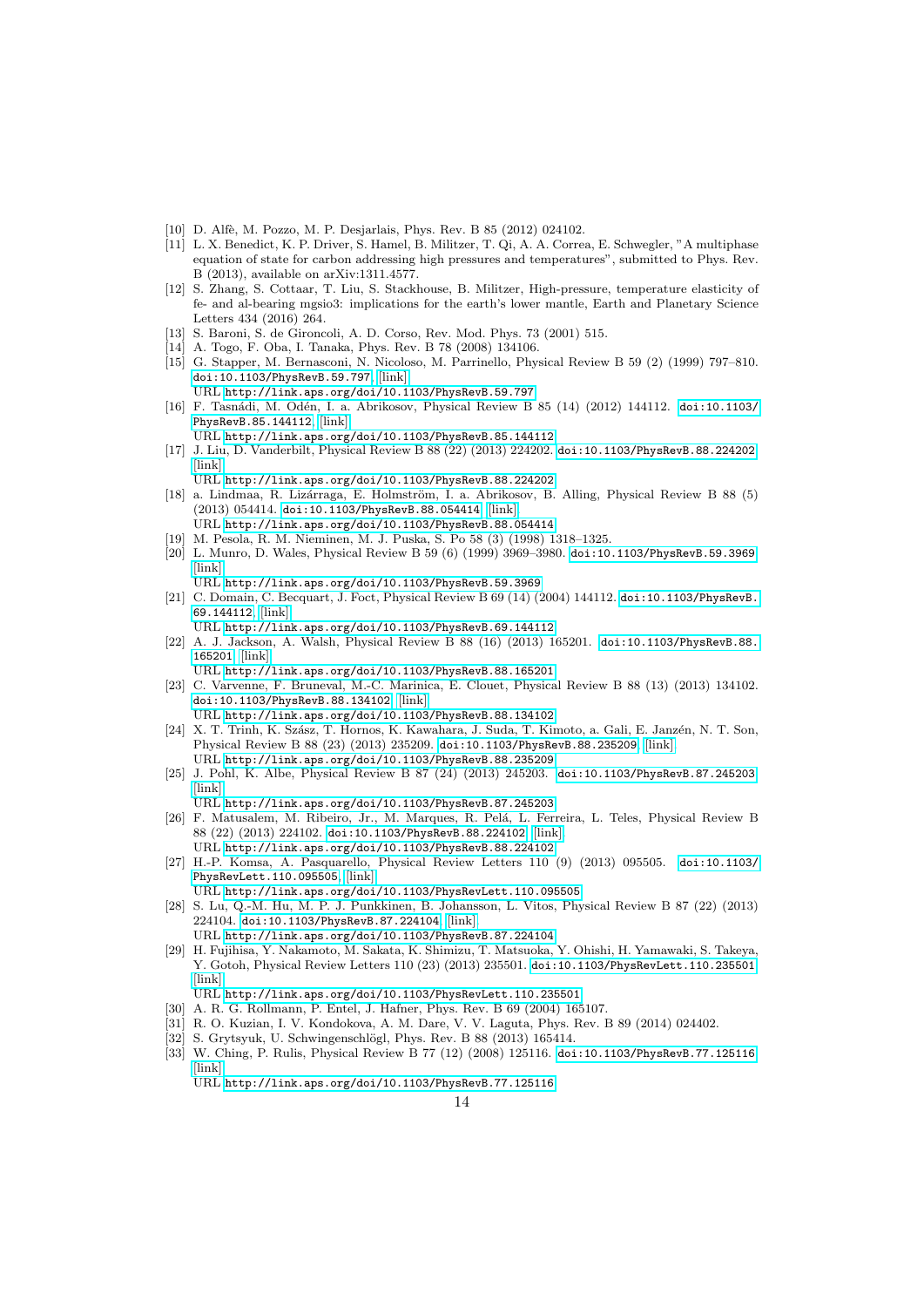[10] D. Alfè, M. Pozzo, M. P. Desjarlais, Phys. Rev. B 85 (2012) 024102.

[11] L. X. Benedict, K. P. Driver, S. Hamel, B. Militzer, T. Qi, A. A. Correa, E. Schwegler, "A multiphase equation of state for carbon addressing high pressures and temperatures", submitted to Phys. Rev. B (2013), available on arXiv:1311.4577.

[12] S. Zhang, S. Cottaar, T. Liu, S. Stackhouse, B. Militzer, High-pressure, temperature elasticity of fe- and al-bearing mgsio3: implications for the earth's lower mantle, Earth and Planetary Science Letters 434 (2016) 264.

[13] S. Baroni, S. de Gironcoli, A. D. Corso, Rev. Mod. Phys. 73 (2001) 515.

[14] A. Togo, F. Oba, I. Tanaka, Phys. Rev. B 78 (2008) 134106.

[15] G. Stapper, M. Bernasconi, N. Nicoloso, M. Parrinello, Physical Review B 59 (2) (1999) 797–810. doi:10.1103/PhysRevB.59.797. [link]
URL http://link.aps.org/doi/10.1103/PhysRevB.59.797

[16] F. Tasnádi, M. Odén, I. a. Abrikosov, Physical Review B 85 (14) (2012) 144112. doi:10.1103/PhysRevB.85.144112. [link]
URL http://link.aps.org/doi/10.1103/PhysRevB.85.144112

[17] J. Liu, D. Vanderbilt, Physical Review B 88 (22) (2013) 224202. doi:10.1103/PhysRevB.88.224202. [link]
URL http://link.aps.org/doi/10.1103/PhysRevB.88.224202

[18] a. Lindmaa, R. Lizárraga, E. Holmström, I. a. Abrikosov, B. Alling, Physical Review B 88 (5) (2013) 054414. doi:10.1103/PhysRevB.88.054414. [link]
URL http://link.aps.org/doi/10.1103/PhysRevB.88.054414

[19] M. Pesola, R. M. Nieminen, M. J. Puska, S. Po 58 (3) (1998) 1318–1325.

[20] L. Munro, D. Wales, Physical Review B 59 (6) (1999) 3969–3980. doi:10.1103/PhysRevB.59.3969. [link]
URL http://link.aps.org/doi/10.1103/PhysRevB.59.3969

[21] C. Domain, C. Becquart, J. Foct, Physical Review B 69 (14) (2004) 144112. doi:10.1103/PhysRevB.69.144112. [link]
URL http://link.aps.org/doi/10.1103/PhysRevB.69.144112

[22] A. J. Jackson, A. Walsh, Physical Review B 88 (16) (2013) 165201. doi:10.1103/PhysRevB.88.165201. [link]
URL http://link.aps.org/doi/10.1103/PhysRevB.88.165201

[23] C. Varvenne, F. Bruneval, M.-C. Marinica, E. Clouet, Physical Review B 88 (13) (2013) 134102. doi:10.1103/PhysRevB.88.134102. [link]
URL http://link.aps.org/doi/10.1103/PhysRevB.88.134102

[24] X. T. Trinh, K. Szász, T. Hornos, K. Kawahara, J. Suda, T. Kimoto, a. Gali, E. Janzén, N. T. Son, Physical Review B 88 (23) (2013) 235209. doi:10.1103/PhysRevB.88.235209. [link]
URL http://link.aps.org/doi/10.1103/PhysRevB.88.235209

[25] J. Pohl, K. Albe, Physical Review B 87 (24) (2013) 245203. doi:10.1103/PhysRevB.87.245203. [link]
URL http://link.aps.org/doi/10.1103/PhysRevB.87.245203

[26] F. Matusalem, M. Ribeiro, Jr., M. Marques, R. Pelá, L. Ferreira, L. Teles, Physical Review B 88 (22) (2013) 224102. doi:10.1103/PhysRevB.88.224102. [link]
URL http://link.aps.org/doi/10.1103/PhysRevB.88.224102

[27] H.-P. Komsa, A. Pasquarello, Physical Review Letters 110 (9) (2013) 095505. doi:10.1103/PhysRevLett.110.095505. [link]
URL http://link.aps.org/doi/10.1103/PhysRevLett.110.095505

[28] S. Lu, Q.-M. Hu, M. P. J. Punkkinen, B. Johansson, L. Vitos, Physical Review B 87 (22) (2013) 224104. doi:10.1103/PhysRevB.87.224104. [link]
URL http://link.aps.org/doi/10.1103/PhysRevB.87.224104

[29] H. Fujihisa, Y. Nakamoto, M. Sakata, K. Shimizu, T. Matsuoka, Y. Ohishi, H. Yamawaki, S. Takeya, Y. Gotoh, Physical Review Letters 110 (23) (2013) 235501. doi:10.1103/PhysRevLett.110.235501. [link]
URL http://link.aps.org/doi/10.1103/PhysRevLett.110.235501

[30] A. R. G. Rollmann, P. Entel, J. Hafner, Phys. Rev. B 69 (2004) 165107.

[31] R. O. Kuzian, I. V. Kondokova, A. M. Dare, V. V. Laguta, Phys. Rev. B 89 (2014) 024402.

[32] S. Grytsyuk, U. Schwingenschlögl, Phys. Rev. B 88 (2013) 165414.

[33] W. Ching, P. Rulis, Physical Review B 77 (12) (2008) 125116. doi:10.1103/PhysRevB.77.125116. [link]
URL http://link.aps.org/doi/10.1103/PhysRevB.77.125116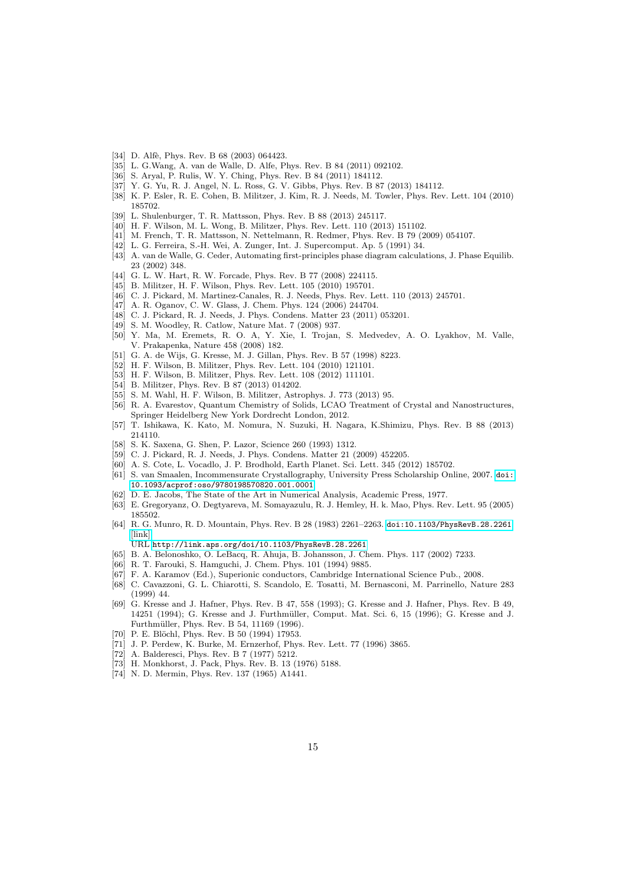[34] D. Alfè, Phys. Rev. B 68 (2003) 064423.

[35] L. G.Wang, A. van de Walle, D. Alfe, Phys. Rev. B 84 (2011) 092102.

[36] S. Aryal, P. Rulis, W. Y. Ching, Phys. Rev. B 84 (2011) 184112.

[37] Y. G. Yu, R. J. Angel, N. L. Ross, G. V. Gibbs, Phys. Rev. B 87 (2013) 184112.

[38] K. P. Esler, R. E. Cohen, B. Militzer, J. Kim, R. J. Needs, M. Towler, Phys. Rev. Lett. 104 (2010) 185702.

[39] L. Shulenburger, T. R. Mattsson, Phys. Rev. B 88 (2013) 245117.

[40] H. F. Wilson, M. L. Wong, B. Militzer, Phys. Rev. Lett. 110 (2013) 151102.

[41] M. French, T. R. Mattsson, N. Nettelmann, R. Redmer, Phys. Rev. B 79 (2009) 054107.

[42] L. G. Ferreira, S.-H. Wei, A. Zunger, Int. J. Supercomput. Ap. 5 (1991) 34.

[43] A. van de Walle, G. Ceder, Automating first-principles phase diagram calculations, J. Phase Equilib. 23 (2002) 348.

[44] G. L. W. Hart, R. W. Forcade, Phys. Rev. B 77 (2008) 224115.

[45] B. Militzer, H. F. Wilson, Phys. Rev. Lett. 105 (2010) 195701.

[46] C. J. Pickard, M. Martinez-Canales, R. J. Needs, Phys. Rev. Lett. 110 (2013) 245701.

[47] A. R. Oganov, C. W. Glass, J. Chem. Phys. 124 (2006) 244704.

[48] C. J. Pickard, R. J. Needs, J. Phys. Condens. Matter 23 (2011) 053201.

[49] S. M. Woodley, R. Catlow, Nature Mat. 7 (2008) 937.

[50] Y. Ma, M. Eremets, R. O. A, Y. Xie, I. Trojan, S. Medvedev, A. O. Lyakhov, M. Valle, V. Prakapenka, Nature 458 (2008) 182.

[51] G. A. de Wijs, G. Kresse, M. J. Gillan, Phys. Rev. B 57 (1998) 8223.

[52] H. F. Wilson, B. Militzer, Phys. Rev. Lett. 104 (2010) 121101.

[53] H. F. Wilson, B. Militzer, Phys. Rev. Lett. 108 (2012) 111101.

[54] B. Militzer, Phys. Rev. B 87 (2013) 014202.

[55] S. M. Wahl, H. F. Wilson, B. Militzer, Astrophys. J. 773 (2013) 95.

[56] R. A. Evarestov, Quantum Chemistry of Solids, LCAO Treatment of Crystal and Nanostructures, Springer Heidelberg New York Dordrecht London, 2012.

[57] T. Ishikawa, K. Kato, M. Nomura, N. Suzuki, H. Nagara, K.Shimizu, Phys. Rev. B 88 (2013) 214110.

[58] S. K. Saxena, G. Shen, P. Lazor, Science 260 (1993) 1312.

[59] C. J. Pickard, R. J. Needs, J. Phys. Condens. Matter 21 (2009) 452205.

[60] A. S. Cote, L. Vocadlo, J. P. Brodhold, Earth Planet. Sci. Lett. 345 (2012) 185702.

[61] S. van Smaalen, Incommensurate Crystallography, University Press Scholarship Online, 2007. doi:10.1093/acprof:oso/9780198570820.001.0001

[62] D. E. Jacobs, The State of the Art in Numerical Analysis, Academic Press, 1977.

[63] E. Gregoryanz, O. Degtyareva, M. Somayazulu, R. J. Hemley, H. k. Mao, Phys. Rev. Lett. 95 (2005) 185502.

[64] R. G. Munro, R. D. Mountain, Phys. Rev. B 28 (1983) 2261–2263. doi:10.1103/PhysRevB.28.2261 [link]
URL http://link.aps.org/doi/10.1103/PhysRevB.28.2261

[65] B. A. Belonoshko, O. LeBacq, R. Ahuja, B. Johansson, J. Chem. Phys. 117 (2002) 7233.

[66] R. T. Farouki, S. Hamguchi, J. Chem. Phys. 101 (1994) 9885.

[67] F. A. Karamov (Ed.), Superionic conductors, Cambridge International Science Pub., 2008.

[68] C. Cavazzoni, G. L. Chiarotti, S. Scandolo, E. Tosatti, M. Bernasconi, M. Parrinello, Nature 283 (1999) 44.

[69] G. Kresse and J. Hafner, Phys. Rev. B 47, 558 (1993); G. Kresse and J. Hafner, Phys. Rev. B 49, 14251 (1994); G. Kresse and J. Furthmüller, Comput. Mat. Sci. 6, 15 (1996); G. Kresse and J. Furthmüller, Phys. Rev. B 54, 11169 (1996).

[70] P. E. Blöchl, Phys. Rev. B 50 (1994) 17953.

[71] J. P. Perdew, K. Burke, M. Ernzerhof, Phys. Rev. Lett. 77 (1996) 3865.

[72] A. Balderesci, Phys. Rev. B 7 (1977) 5212.

[73] H. Monkhorst, J. Pack, Phys. Rev. B. 13 (1976) 5188.

[74] N. D. Mermin, Phys. Rev. 137 (1965) A1441.